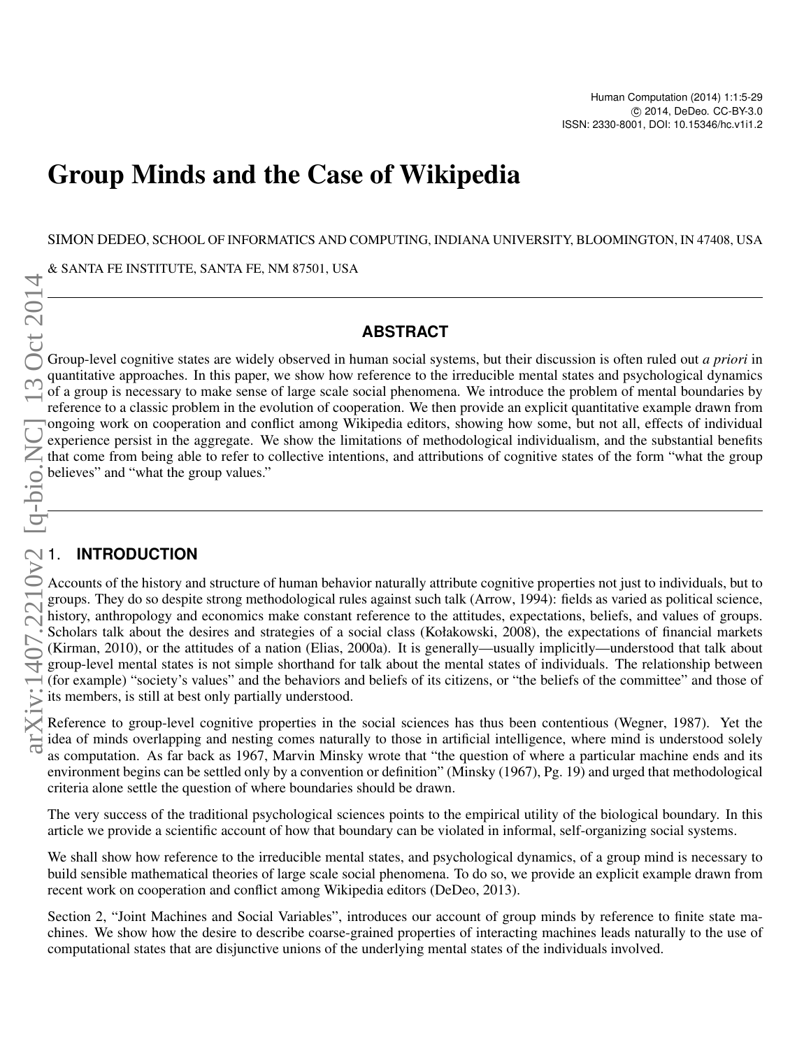# Group Minds and the Case of Wikipedia

SIMON DEDEO, SCHOOL OF INFORMATICS AND COMPUTING, INDIANA UNIVERSITY, BLOOMINGTON, IN 47408, USA

& SANTA FE INSTITUTE, SANTA FE, NM 87501, USA

## ABSTRACT

Group-level cognitive states are widely observed in human social systems, but their discussion is often ruled out *a priori* in quantitative approaches. In this paper, we show how reference to the irreducible mental states and psychological dynamics of a group is necessary to make sense of large scale social phenomena. We introduce the problem of mental boundaries by reference to a classic problem in the evolution of cooperation. We then provide an explicit quantitative example drawn from ongoing work on cooperation and conflict among Wikipedia editors, showing how some, but not all, effects of individual experience persist in the aggregate. We show the limitations of methodological individualism, and the substantial benefits that come from being able to refer to collective intentions, and attributions of cognitive states of the form "what the group believes" and "what the group values."

## 1. INTRODUCTION

Accounts of the history and structure of human behavior naturally attribute cognitive properties not just to individuals, but to groups. They do so despite strong methodological rules against such talk (Arrow, 1994): fields as varied as political science, history, anthropology and economics make constant reference to the attitudes, expectations, beliefs, and values of groups. Scholars talk about the desires and strategies of a social class (Kołakowski, 2008), the expectations of financial markets (Kirman, 2010), or the attitudes of a nation (Elias, 2000a). It is generally—usually implicitly—understood that talk about group-level mental states is not simple shorthand for talk about the mental states of individuals. The relationship between (for example) "society's values" and the behaviors and beliefs of its citizens, or "the beliefs of the committee" and those of its members, is still at best only partially understood.

Reference to group-level cognitive properties in the social sciences has thus been contentious (Wegner, 1987). Yet the idea of minds overlapping and nesting comes naturally to those in artificial intelligence, where mind is understood solely as computation. As far back as 1967, Marvin Minsky wrote that "the question of where a particular machine ends and its environment begins can be settled only by a convention or definition" (Minsky (1967), Pg. 19) and urged that methodological criteria alone settle the question of where boundaries should be drawn.

The very success of the traditional psychological sciences points to the empirical utility of the biological boundary. In this article we provide a scientific account of how that boundary can be violated in informal, self-organizing social systems.

We shall show how reference to the irreducible mental states, and psychological dynamics, of a group mind is necessary to build sensible mathematical theories of large scale social phenomena. To do so, we provide an explicit example drawn from recent work on cooperation and conflict among Wikipedia editors (DeDeo, 2013).

Section 2, "Joint Machines and Social Variables", introduces our account of group minds by reference to finite state machines. We show how the desire to describe coarse-grained properties of interacting machines leads naturally to the use of computational states that are disjunctive unions of the underlying mental states of the individuals involved.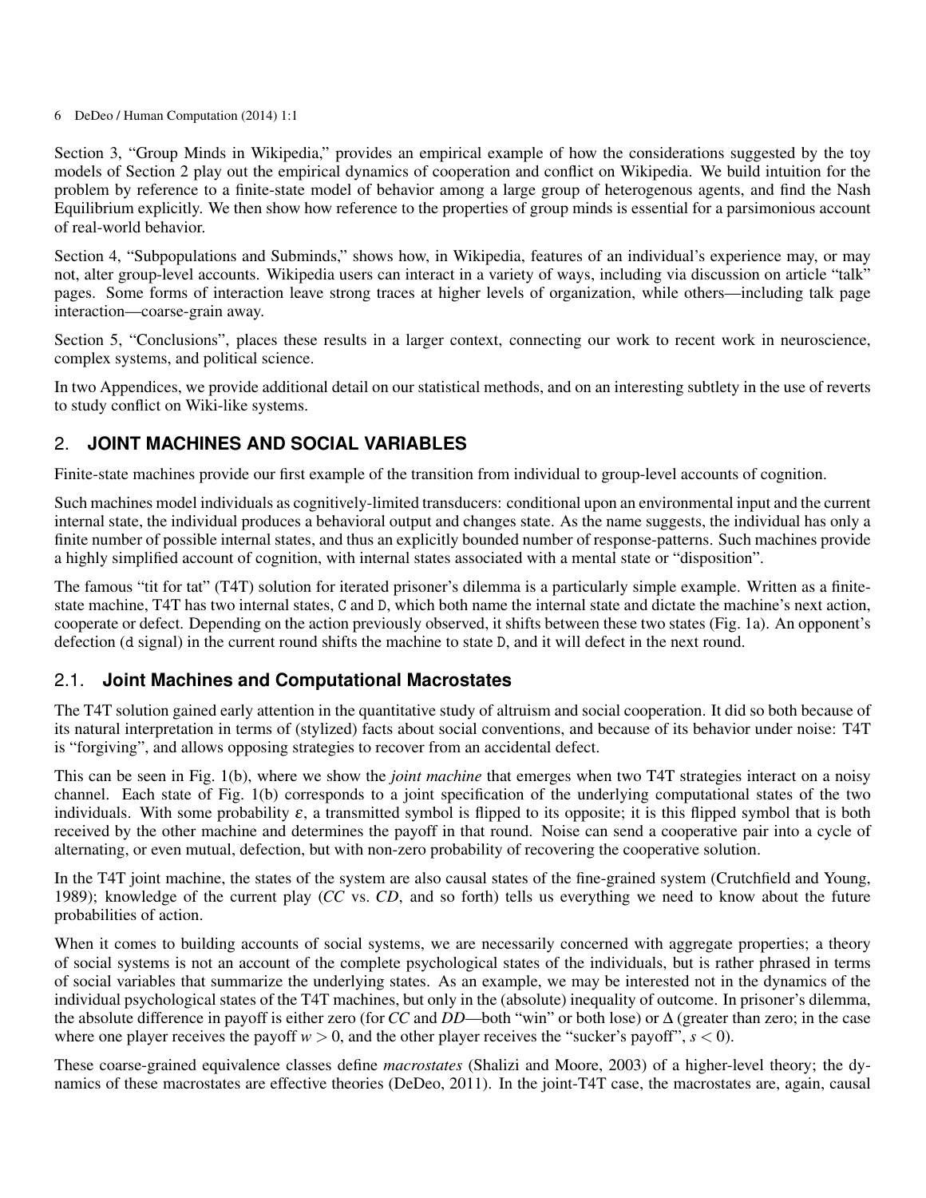Section 3, "Group Minds in Wikipedia," provides an empirical example of how the considerations suggested by the toy models of Section 2 play out the empirical dynamics of cooperation and conflict on Wikipedia. We build intuition for the problem by reference to a finite-state model of behavior among a large group of heterogenous agents, and find the Nash Equilibrium explicitly. We then show how reference to the properties of group minds is essential for a parsimonious account of real-world behavior.

Section 4, "Subpopulations and Subminds," shows how, in Wikipedia, features of an individual's experience may, or may not, alter group-level accounts. Wikipedia users can interact in a variety of ways, including via discussion on article "talk" pages. Some forms of interaction leave strong traces at higher levels of organization, while others—including talk page interaction—coarse-grain away.

Section 5, "Conclusions", places these results in a larger context, connecting our work to recent work in neuroscience, complex systems, and political science.

In two Appendices, we provide additional detail on our statistical methods, and on an interesting subtlety in the use of reverts to study conflict on Wiki-like systems.

## 2. JOINT MACHINES AND SOCIAL VARIABLES

Finite-state machines provide our first example of the transition from individual to group-level accounts of cognition.

Such machines model individuals as cognitively-limited transducers: conditional upon an environmental input and the current internal state, the individual produces a behavioral output and changes state. As the name suggests, the individual has only a finite number of possible internal states, and thus an explicitly bounded number of response-patterns. Such machines provide a highly simplified account of cognition, with internal states associated with a mental state or "disposition".

The famous "tit for tat" (T4T) solution for iterated prisoner's dilemma is a particularly simple example. Written as a finite-state machine, T4T has two internal states, `C` and `D`, which both name the internal state and dictate the machine's next action, cooperate or defect. Depending on the action previously observed, it shifts between these two states (Fig. 1a). An opponent's defection (`d` signal) in the current round shifts the machine to state `D`, and it will defect in the next round.

### 2.1. Joint Machines and Computational Macrostates

The T4T solution gained early attention in the quantitative study of altruism and social cooperation. It did so both because of its natural interpretation in terms of (stylized) facts about social conventions, and because of its behavior under noise: T4T is "forgiving", and allows opposing strategies to recover from an accidental defect.

This can be seen in Fig. 1(b), where we show the *joint machine* that emerges when two T4T strategies interact on a noisy channel. Each state of Fig. 1(b) corresponds to a joint specification of the underlying computational states of the two individuals. With some probability $\varepsilon$, a transmitted symbol is flipped to its opposite; it is this flipped symbol that is both received by the other machine and determines the payoff in that round. Noise can send a cooperative pair into a cycle of alternating, or even mutual, defection, but with non-zero probability of recovering the cooperative solution.

In the T4T joint machine, the states of the system are also causal states of the fine-grained system (Crutchfield and Young, 1989); knowledge of the current play (*CC* vs. *CD*, and so forth) tells us everything we need to know about the future probabilities of action.

When it comes to building accounts of social systems, we are necessarily concerned with aggregate properties; a theory of social systems is not an account of the complete psychological states of the individuals, but is rather phrased in terms of social variables that summarize the underlying states. As an example, we may be interested not in the dynamics of the individual psychological states of the T4T machines, but only in the (absolute) inequality of outcome. In prisoner's dilemma, the absolute difference in payoff is either zero (for *CC* and *DD*—both "win" or both lose) or $\Delta$ (greater than zero; in the case where one player receives the payoff $w > 0$, and the other player receives the "sucker's payoff", $s < 0$).

These coarse-grained equivalence classes define *macrostates* (Shalizi and Moore, 2003) of a higher-level theory; the dynamics of these macrostates are effective theories (DeDeo, 2011). In the joint-T4T case, the macrostates are, again, causal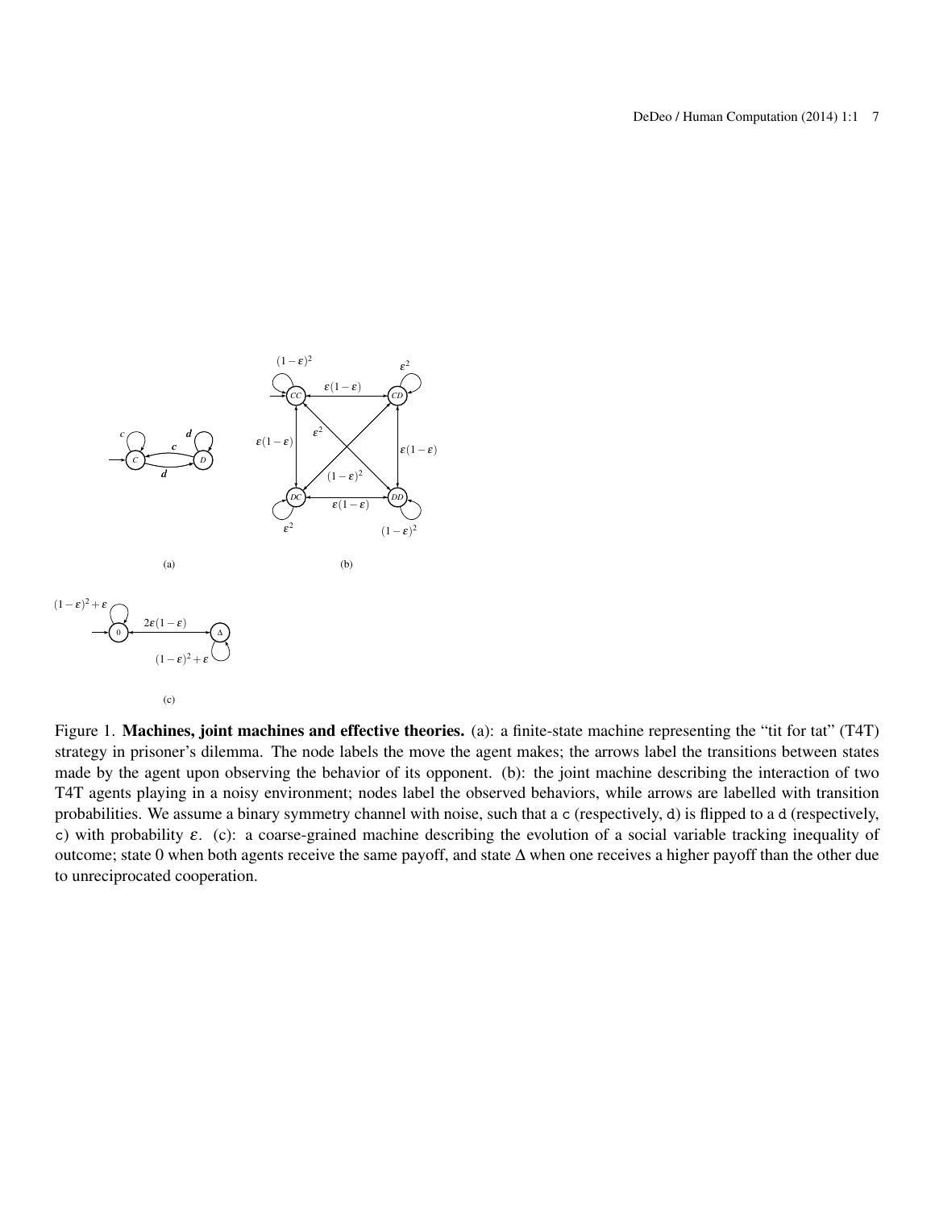$(1-\varepsilon)^2$

$\varepsilon^2$

$\varepsilon(1-\varepsilon)$

$CC$

$CD$

$c$

$d$

$c$

$C$

$D$

$d$

$\varepsilon(1-\varepsilon)$

$\varepsilon^2$

$\varepsilon(1-\varepsilon)$

$(1-\varepsilon)^2$

$DC$

$DD$

$\varepsilon(1-\varepsilon)$

$\varepsilon^2$

$(1-\varepsilon)^2$

(a)

(b)

$(1-\varepsilon)^2+\varepsilon$

$2\varepsilon(1-\varepsilon)$

$0$

$\Delta$

$(1-\varepsilon)^2+\varepsilon$

(c)

Figure 1. **Machines, joint machines and effective theories.** (a): a finite-state machine representing the "tit for tat" (T4T) strategy in prisoner's dilemma. The node labels the move the agent makes; the arrows label the transitions between states made by the agent upon observing the behavior of its opponent. (b): the joint machine describing the interaction of two T4T agents playing in a noisy environment; nodes label the observed behaviors, while arrows are labelled with transition probabilities. We assume a binary symmetry channel with noise, such that a `c` (respectively, `d`) is flipped to a `d` (respectively, `c`) with probability $\varepsilon$. (c): a coarse-grained machine describing the evolution of a social variable tracking inequality of outcome; state 0 when both agents receive the same payoff, and state $\Delta$ when one receives a higher payoff than the other due to unreciprocated cooperation.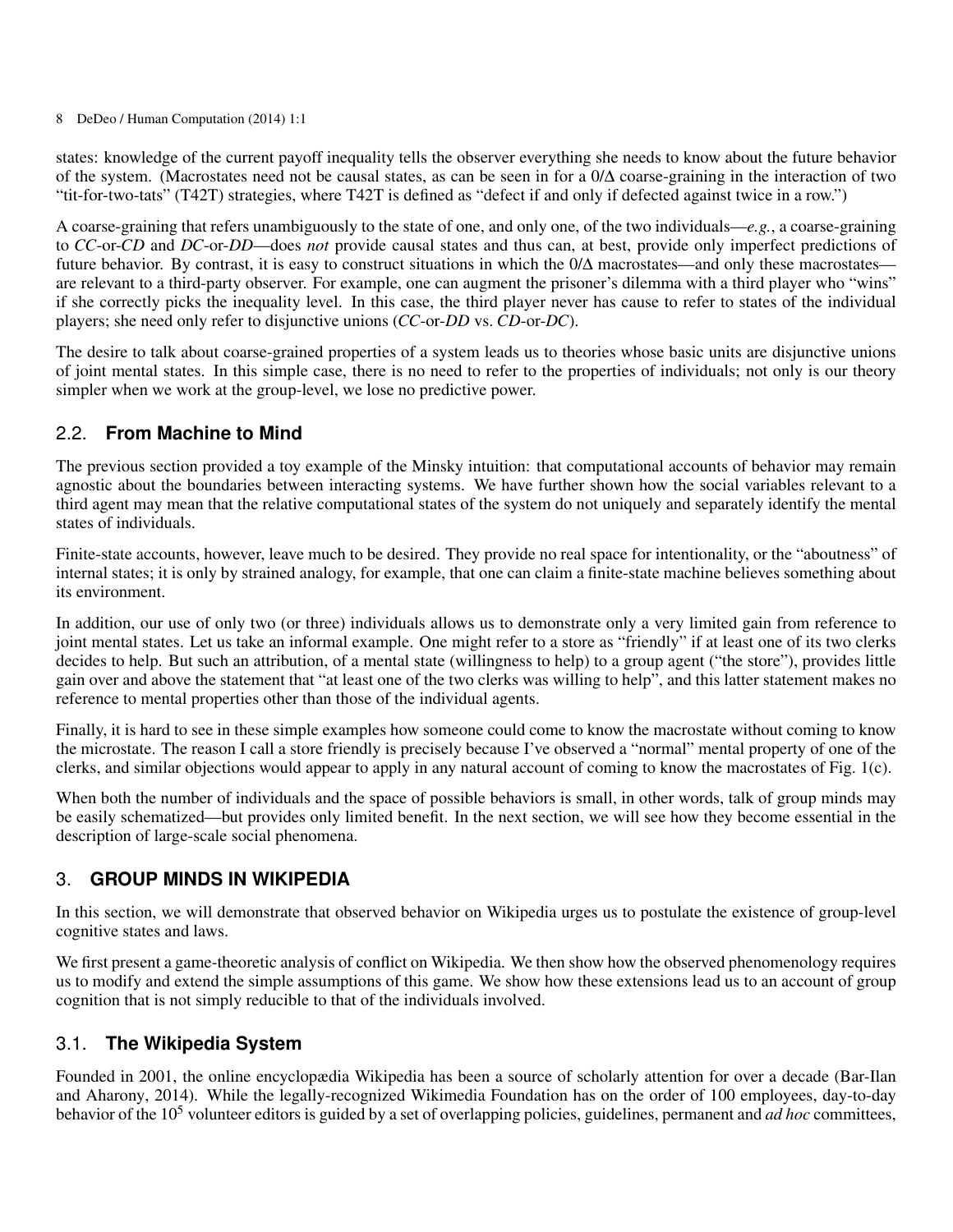states: knowledge of the current payoff inequality tells the observer everything she needs to know about the future behavior of the system. (Macrostates need not be causal states, as can be seen in for a 0/Δ coarse-graining in the interaction of two "tit-for-two-tats" (T42T) strategies, where T42T is defined as "defect if and only if defected against twice in a row.")

A coarse-graining that refers unambiguously to the state of one, and only one, of the two individuals—*e.g.*, a coarse-graining to *CC*-or-*CD* and *DC*-or-*DD*—does *not* provide causal states and thus can, at best, provide only imperfect predictions of future behavior. By contrast, it is easy to construct situations in which the 0/Δ macrostates—and only these macrostates—are relevant to a third-party observer. For example, one can augment the prisoner's dilemma with a third player who "wins" if she correctly picks the inequality level. In this case, the third player never has cause to refer to states of the individual players; she need only refer to disjunctive unions (*CC*-or-*DD* vs. *CD*-or-*DC*).

The desire to talk about coarse-grained properties of a system leads us to theories whose basic units are disjunctive unions of joint mental states. In this simple case, there is no need to refer to the properties of individuals; not only is our theory simpler when we work at the group-level, we lose no predictive power.

## 2.2. From Machine to Mind

The previous section provided a toy example of the Minsky intuition: that computational accounts of behavior may remain agnostic about the boundaries between interacting systems. We have further shown how the social variables relevant to a third agent may mean that the relative computational states of the system do not uniquely and separately identify the mental states of individuals.

Finite-state accounts, however, leave much to be desired. They provide no real space for intentionality, or the "aboutness" of internal states; it is only by strained analogy, for example, that one can claim a finite-state machine believes something about its environment.

In addition, our use of only two (or three) individuals allows us to demonstrate only a very limited gain from reference to joint mental states. Let us take an informal example. One might refer to a store as "friendly" if at least one of its two clerks decides to help. But such an attribution, of a mental state (willingness to help) to a group agent ("the store"), provides little gain over and above the statement that "at least one of the two clerks was willing to help", and this latter statement makes no reference to mental properties other than those of the individual agents.

Finally, it is hard to see in these simple examples how someone could come to know the macrostate without coming to know the microstate. The reason I call a store friendly is precisely because I've observed a "normal" mental property of one of the clerks, and similar objections would appear to apply in any natural account of coming to know the macrostates of Fig. 1(c).

When both the number of individuals and the space of possible behaviors is small, in other words, talk of group minds may be easily schematized—but provides only limited benefit. In the next section, we will see how they become essential in the description of large-scale social phenomena.

# 3. GROUP MINDS IN WIKIPEDIA

In this section, we will demonstrate that observed behavior on Wikipedia urges us to postulate the existence of group-level cognitive states and laws.

We first present a game-theoretic analysis of conflict on Wikipedia. We then show how the observed phenomenology requires us to modify and extend the simple assumptions of this game. We show how these extensions lead us to an account of group cognition that is not simply reducible to that of the individuals involved.

## 3.1. The Wikipedia System

Founded in 2001, the online encyclopædia Wikipedia has been a source of scholarly attention for over a decade (Bar-Ilan and Aharony, 2014). While the legally-recognized Wikimedia Foundation has on the order of 100 employees, day-to-day behavior of the $10^5$ volunteer editors is guided by a set of overlapping policies, guidelines, permanent and *ad hoc* committees,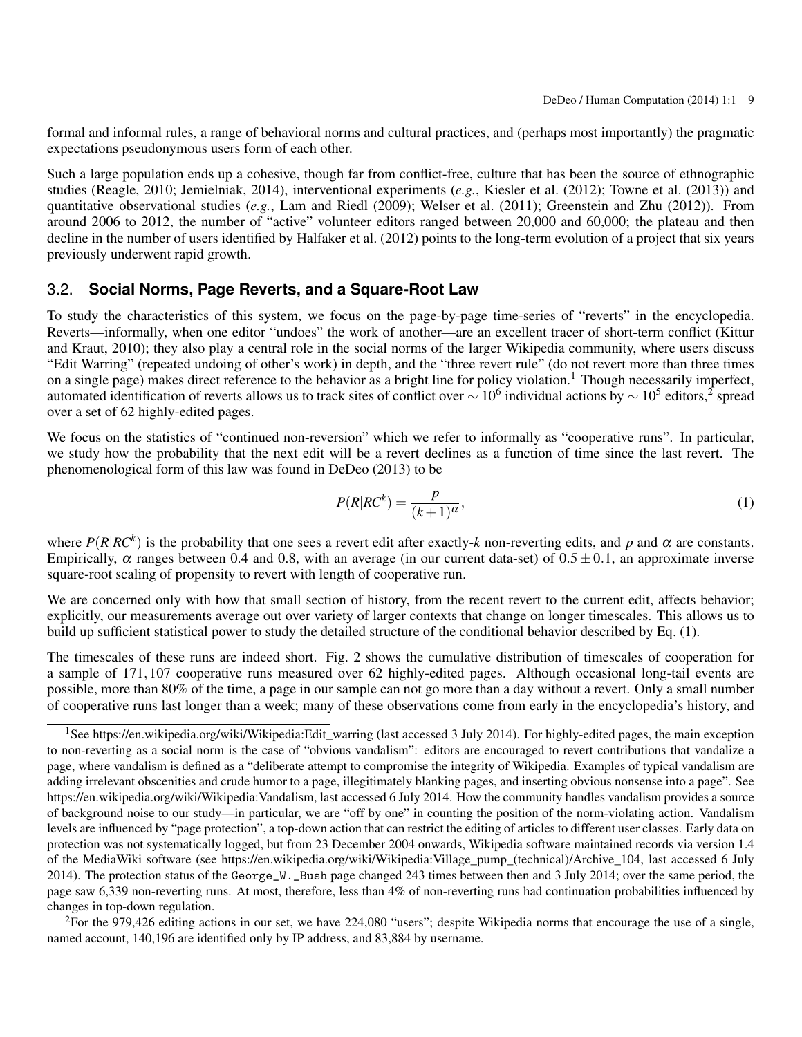formal and informal rules, a range of behavioral norms and cultural practices, and (perhaps most importantly) the pragmatic expectations pseudonymous users form of each other.

Such a large population ends up a cohesive, though far from conflict-free, culture that has been the source of ethnographic studies (Reagle, 2010; Jemielniak, 2014), interventional experiments (*e.g.*, Kiesler et al. (2012); Towne et al. (2013)) and quantitative observational studies (*e.g.*, Lam and Riedl (2009); Welser et al. (2011); Greenstein and Zhu (2012)). From around 2006 to 2012, the number of "active" volunteer editors ranged between 20,000 and 60,000; the plateau and then decline in the number of users identified by Halfaker et al. (2012) points to the long-term evolution of a project that six years previously underwent rapid growth.

### 3.2. Social Norms, Page Reverts, and a Square-Root Law

To study the characteristics of this system, we focus on the page-by-page time-series of "reverts" in the encyclopedia. Reverts—informally, when one editor "undoes" the work of another—are an excellent tracer of short-term conflict (Kittur and Kraut, 2010); they also play a central role in the social norms of the larger Wikipedia community, where users discuss "Edit Warring" (repeated undoing of other's work) in depth, and the "three revert rule" (do not revert more than three times on a single page) makes direct reference to the behavior as a bright line for policy violation.[1] Though necessarily imperfect, automated identification of reverts allows us to track sites of conflict over $\sim 10^6$ individual actions by $\sim 10^5$ editors,[2] spread over a set of 62 highly-edited pages.

We focus on the statistics of "continued non-reversion" which we refer to informally as "cooperative runs". In particular, we study how the probability that the next edit will be a revert declines as a function of time since the last revert. The phenomenological form of this law was found in DeDeo (2013) to be

$$P(R|RC^k) = \frac{p}{(k+1)^\alpha}, \tag{1}$$

where $P(R|RC^k)$ is the probability that one sees a revert edit after exactly-$k$ non-reverting edits, and $p$ and $\alpha$ are constants. Empirically, $\alpha$ ranges between 0.4 and 0.8, with an average (in our current data-set) of $0.5 \pm 0.1$, an approximate inverse square-root scaling of propensity to revert with length of cooperative run.

We are concerned only with how that small section of history, from the recent revert to the current edit, affects behavior; explicitly, our measurements average out over variety of larger contexts that change on longer timescales. This allows us to build up sufficient statistical power to study the detailed structure of the conditional behavior described by Eq. (1).

The timescales of these runs are indeed short. Fig. 2 shows the cumulative distribution of timescales of cooperation for a sample of 171,107 cooperative runs measured over 62 highly-edited pages. Although occasional long-tail events are possible, more than 80% of the time, a page in our sample can not go more than a day without a revert. Only a small number of cooperative runs last longer than a week; many of these observations come from early in the encyclopedia's history, and

[1] See https://en.wikipedia.org/wiki/Wikipedia:Edit_warring (last accessed 3 July 2014). For highly-edited pages, the main exception to non-reverting as a social norm is the case of "obvious vandalism": editors are encouraged to revert contributions that vandalize a page, where vandalism is defined as a "deliberate attempt to compromise the integrity of Wikipedia. Examples of typical vandalism are adding irrelevant obscenities and crude humor to a page, illegitimately blanking pages, and inserting obvious nonsense into a page". See https://en.wikipedia.org/wiki/Wikipedia:Vandalism, last accessed 6 July 2014. How the community handles vandalism provides a source of background noise to our study—in particular, we are "off by one" in counting the position of the norm-violating action. Vandalism levels are influenced by "page protection", a top-down action that can restrict the editing of articles to different user classes. Early data on protection was not systematically logged, but from 23 December 2004 onwards, Wikipedia software maintained records via version 1.4 of the MediaWiki software (see https://en.wikipedia.org/wiki/Wikipedia:Village_pump_(technical)/Archive_104, last accessed 6 July 2014). The protection status of the `George_W._Bush` page changed 243 times between then and 3 July 2014; over the same period, the page saw 6,339 non-reverting runs. At most, therefore, less than 4% of non-reverting runs had continuation probabilities influenced by changes in top-down regulation.

[2] For the 979,426 editing actions in our set, we have 224,080 "users"; despite Wikipedia norms that encourage the use of a single, named account, 140,196 are identified only by IP address, and 83,884 by username.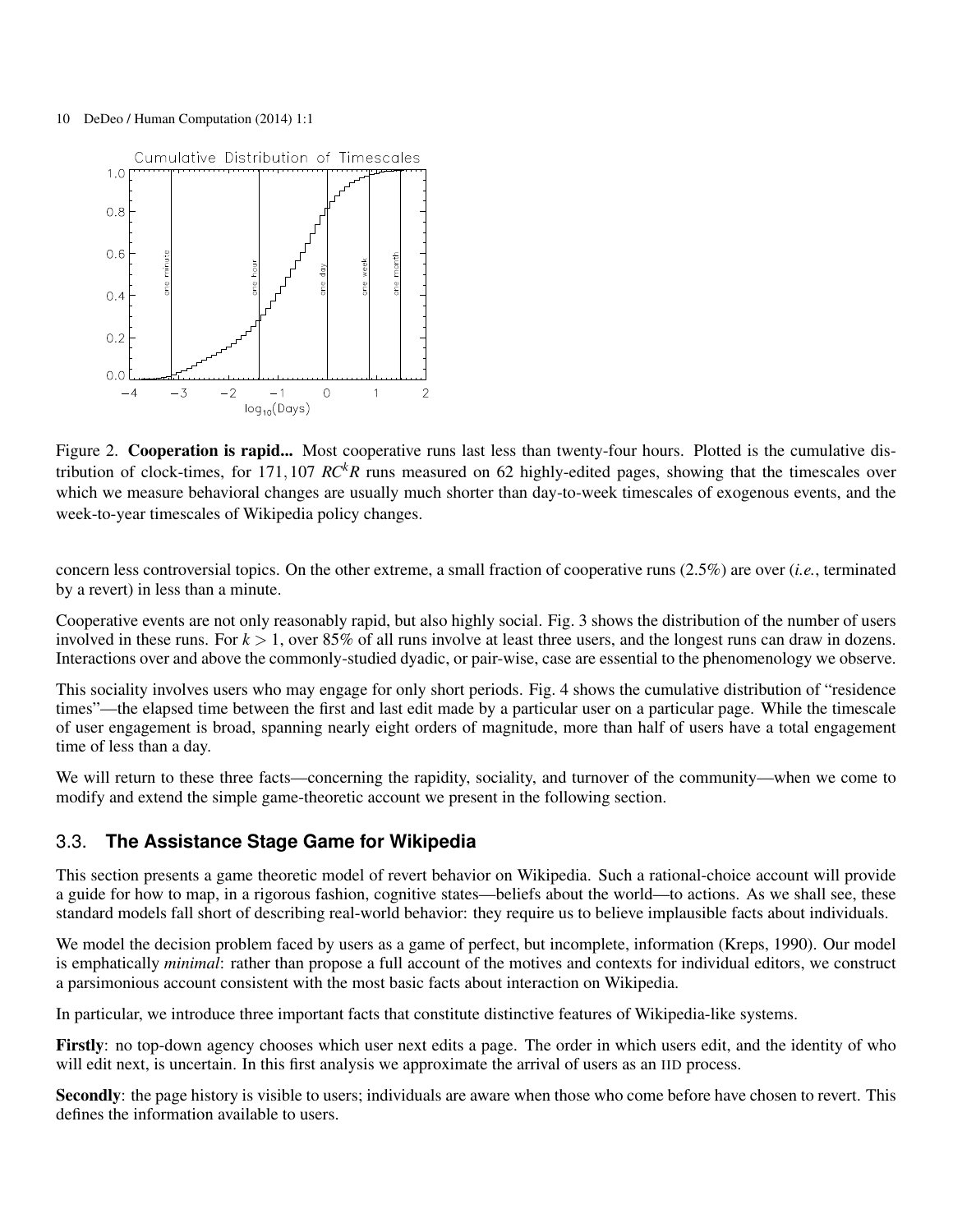Figure 2. **Cooperation is rapid...** Most cooperative runs last less than twenty-four hours. Plotted is the cumulative distribution of clock-times, for 171,107 $RC^kR$ runs measured on 62 highly-edited pages, showing that the timescales over which we measure behavioral changes are usually much shorter than day-to-week timescales of exogenous events, and the week-to-year timescales of Wikipedia policy changes.

concern less controversial topics. On the other extreme, a small fraction of cooperative runs (2.5%) are over (*i.e.*, terminated by a revert) in less than a minute.

Cooperative events are not only reasonably rapid, but also highly social. Fig. 3 shows the distribution of the number of users involved in these runs. For $k > 1$, over 85% of all runs involve at least three users, and the longest runs can draw in dozens. Interactions over and above the commonly-studied dyadic, or pair-wise, case are essential to the phenomenology we observe.

This sociality involves users who may engage for only short periods. Fig. 4 shows the cumulative distribution of "residence times"—the elapsed time between the first and last edit made by a particular user on a particular page. While the timescale of user engagement is broad, spanning nearly eight orders of magnitude, more than half of users have a total engagement time of less than a day.

We will return to these three facts—concerning the rapidity, sociality, and turnover of the community—when we come to modify and extend the simple game-theoretic account we present in the following section.

## 3.3. The Assistance Stage Game for Wikipedia

This section presents a game theoretic model of revert behavior on Wikipedia. Such a rational-choice account will provide a guide for how to map, in a rigorous fashion, cognitive states—beliefs about the world—to actions. As we shall see, these standard models fall short of describing real-world behavior: they require us to believe implausible facts about individuals.

We model the decision problem faced by users as a game of perfect, but incomplete, information (Kreps, 1990). Our model is emphatically *minimal*: rather than propose a full account of the motives and contexts for individual editors, we construct a parsimonious account consistent with the most basic facts about interaction on Wikipedia.

In particular, we introduce three important facts that constitute distinctive features of Wikipedia-like systems.

**Firstly**: no top-down agency chooses which user next edits a page. The order in which users edit, and the identity of who will edit next, is uncertain. In this first analysis we approximate the arrival of users as an IID process.

**Secondly**: the page history is visible to users; individuals are aware when those who come before have chosen to revert. This defines the information available to users.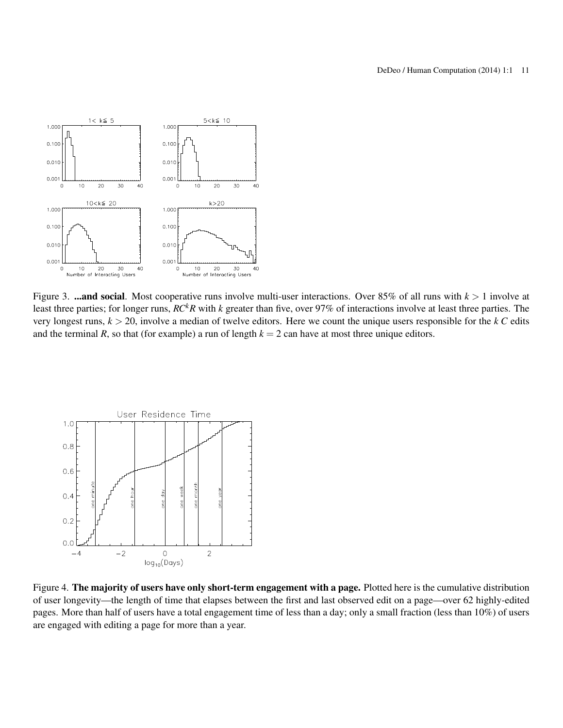1< k≦ 5

1.000
0.100
0.010
0.001
0 10 20 30 40

5<k≦ 10

1.000
0.100
0.010
0.001
0 10 20 30 40

10<k≦ 20

1.000
0.100
0.010
0.001
0 10 20 30 40
Number of Interacting Users

k>20

1.000
0.100
0.010
0.001
0 10 20 30 40
Number of Interacting Users

Figure 3. **...and social**. Most cooperative runs involve multi-user interactions. Over 85% of all runs with $k > 1$ involve at least three parties; for longer runs, $RC^kR$ with $k$ greater than five, over 97% of interactions involve at least three parties. The very longest runs, $k > 20$, involve a median of twelve editors. Here we count the unique users responsible for the $k$ $C$ edits and the terminal $R$, so that (for example) a run of length $k = 2$ can have at most three unique editors.

User Residence Time

1.0
0.8
0.6
0.4
0.2
0.0

one minute
one hour
one day
one week
one month
one year

−4 −2 0 2
$\log_{10}$(Days)

Figure 4. **The majority of users have only short-term engagement with a page.** Plotted here is the cumulative distribution of user longevity—the length of time that elapses between the first and last observed edit on a page—over 62 highly-edited pages. More than half of users have a total engagement time of less than a day; only a small fraction (less than 10%) of users are engaged with editing a page for more than a year.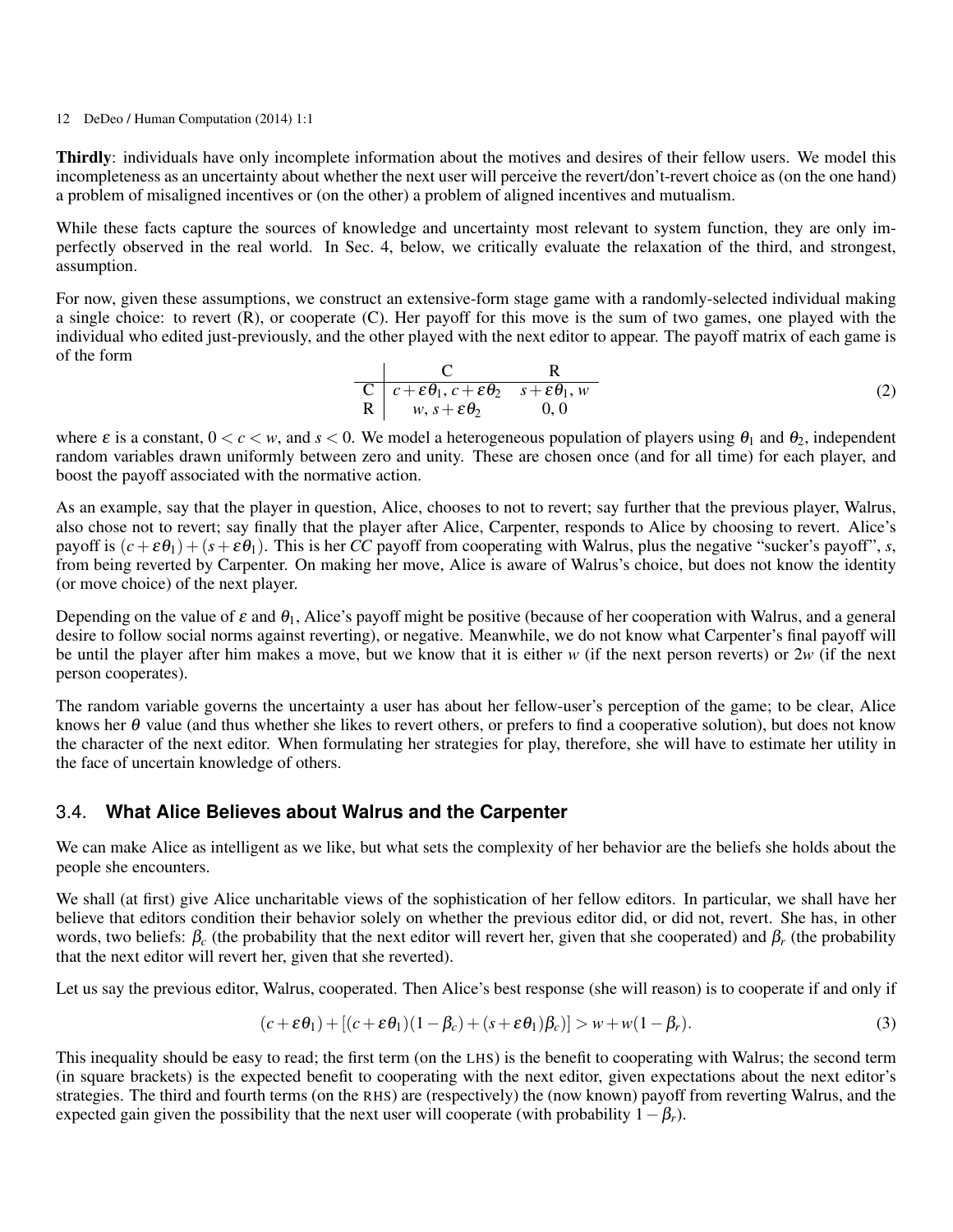**Thirdly**: individuals have only incomplete information about the motives and desires of their fellow users. We model this incompleteness as an uncertainty about whether the next user will perceive the revert/don't-revert choice as (on the one hand) a problem of misaligned incentives or (on the other) a problem of aligned incentives and mutualism.

While these facts capture the sources of knowledge and uncertainty most relevant to system function, they are only imperfectly observed in the real world. In Sec. 4, below, we critically evaluate the relaxation of the third, and strongest, assumption.

For now, given these assumptions, we construct an extensive-form stage game with a randomly-selected individual making a single choice: to revert (R), or cooperate (C). Her payoff for this move is the sum of two games, one played with the individual who edited just-previously, and the other played with the next editor to appear. The payoff matrix of each game is of the form

$$
\begin{array}{c|cc}
 & \text{C} & \text{R} \\
\hline
\text{C} & c+\varepsilon\theta_1,\, c+\varepsilon\theta_2 & s+\varepsilon\theta_1,\, w \\
\text{R} & w,\, s+\varepsilon\theta_2 & 0,\, 0
\end{array}
\tag{2}
$$

where $\varepsilon$ is a constant, $0 < c < w$, and $s < 0$. We model a heterogeneous population of players using $\theta_1$ and $\theta_2$, independent random variables drawn uniformly between zero and unity. These are chosen once (and for all time) for each player, and boost the payoff associated with the normative action.

As an example, say that the player in question, Alice, chooses to not to revert; say further that the previous player, Walrus, also chose not to revert; say finally that the player after Alice, Carpenter, responds to Alice by choosing to revert. Alice's payoff is $(c+\varepsilon\theta_1)+(s+\varepsilon\theta_1)$. This is her *CC* payoff from cooperating with Walrus, plus the negative "sucker's payoff", $s$, from being reverted by Carpenter. On making her move, Alice is aware of Walrus's choice, but does not know the identity (or move choice) of the next player.

Depending on the value of $\varepsilon$ and $\theta_1$, Alice's payoff might be positive (because of her cooperation with Walrus, and a general desire to follow social norms against reverting), or negative. Meanwhile, we do not know what Carpenter's final payoff will be until the player after him makes a move, but we know that it is either $w$ (if the next person reverts) or $2w$ (if the next person cooperates).

The random variable governs the uncertainty a user has about her fellow-user's perception of the game; to be clear, Alice knows her $\theta$ value (and thus whether she likes to revert others, or prefers to find a cooperative solution), but does not know the character of the next editor. When formulating her strategies for play, therefore, she will have to estimate her utility in the face of uncertain knowledge of others.

## 3.4. What Alice Believes about Walrus and the Carpenter

We can make Alice as intelligent as we like, but what sets the complexity of her behavior are the beliefs she holds about the people she encounters.

We shall (at first) give Alice uncharitable views of the sophistication of her fellow editors. In particular, we shall have her believe that editors condition their behavior solely on whether the previous editor did, or did not, revert. She has, in other words, two beliefs: $\beta_c$ (the probability that the next editor will revert her, given that she cooperated) and $\beta_r$ (the probability that the next editor will revert her, given that she reverted).

Let us say the previous editor, Walrus, cooperated. Then Alice's best response (she will reason) is to cooperate if and only if

$$
(c+\varepsilon\theta_1)+[(c+\varepsilon\theta_1)(1-\beta_c)+(s+\varepsilon\theta_1)\beta_c)] > w + w(1-\beta_r). \tag{3}
$$

This inequality should be easy to read; the first term (on the LHS) is the benefit to cooperating with Walrus; the second term (in square brackets) is the expected benefit to cooperating with the next editor, given expectations about the next editor's strategies. The third and fourth terms (on the RHS) are (respectively) the (now known) payoff from reverting Walrus, and the expected gain given the possibility that the next user will cooperate (with probability $1-\beta_r$).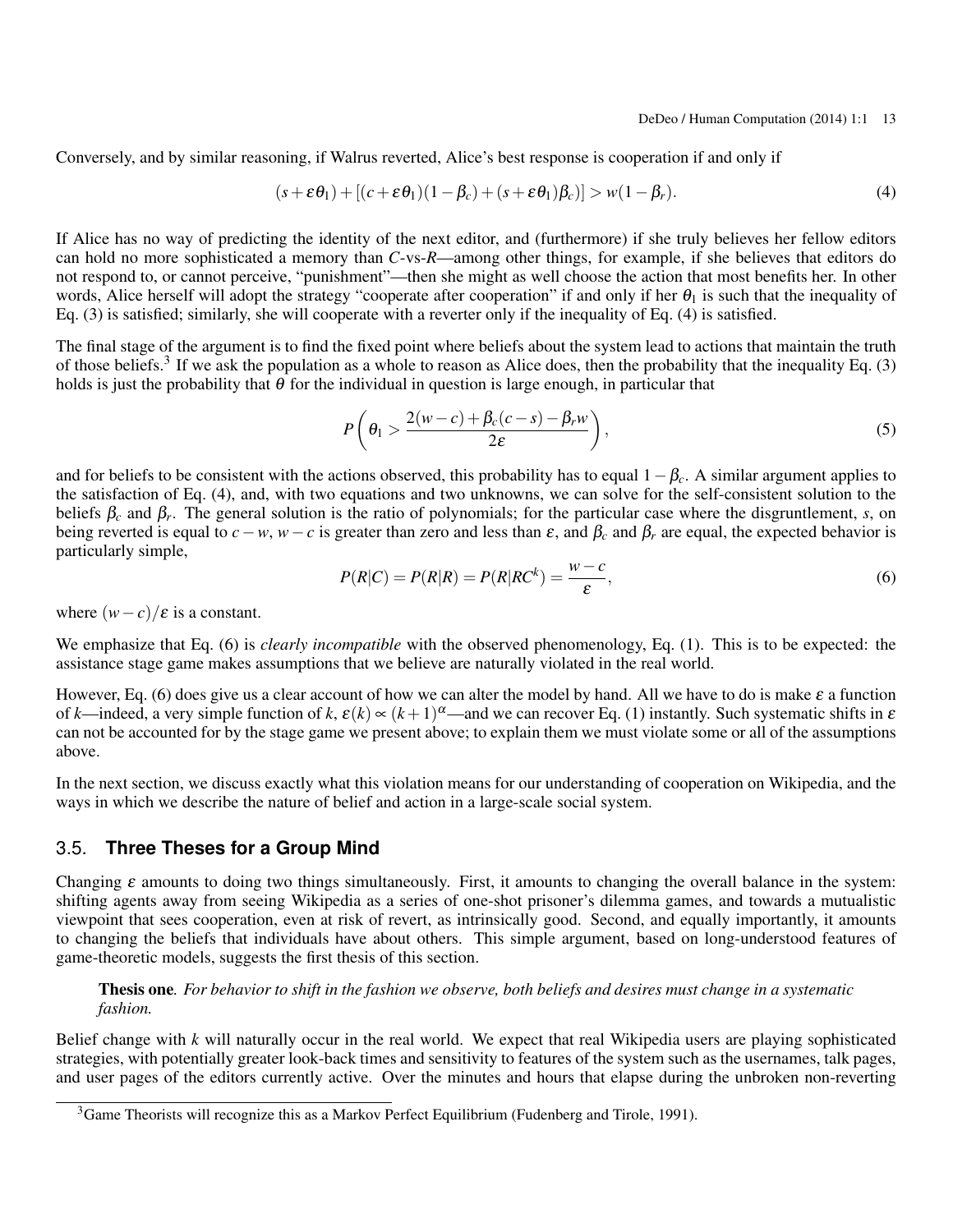Conversely, and by similar reasoning, if Walrus reverted, Alice's best response is cooperation if and only if

$$(s+\varepsilon\theta_1)+[(c+\varepsilon\theta_1)(1-\beta_c)+(s+\varepsilon\theta_1)\beta_c)] > w(1-\beta_r). \tag{4}$$

If Alice has no way of predicting the identity of the next editor, and (furthermore) if she truly believes her fellow editors can hold no more sophisticated a memory than *C*-vs-*R*—among other things, for example, if she believes that editors do not respond to, or cannot perceive, "punishment"—then she might as well choose the action that most benefits her. In other words, Alice herself will adopt the strategy "cooperate after cooperation" if and only if her $\theta_1$ is such that the inequality of Eq. (3) is satisfied; similarly, she will cooperate with a reverter only if the inequality of Eq. (4) is satisfied.

The final stage of the argument is to find the fixed point where beliefs about the system lead to actions that maintain the truth of those beliefs.[3] If we ask the population as a whole to reason as Alice does, then the probability that the inequality Eq. (3) holds is just the probability that $\theta$ for the individual in question is large enough, in particular that

$$P\left(\theta_1 > \frac{2(w-c)+\beta_c(c-s)-\beta_r w}{2\varepsilon}\right), \tag{5}$$

and for beliefs to be consistent with the actions observed, this probability has to equal $1-\beta_c$. A similar argument applies to the satisfaction of Eq. (4), and, with two equations and two unknowns, we can solve for the self-consistent solution to the beliefs $\beta_c$ and $\beta_r$. The general solution is the ratio of polynomials; for the particular case where the disgruntlement, $s$, on being reverted is equal to $c-w$, $w-c$ is greater than zero and less than $\varepsilon$, and $\beta_c$ and $\beta_r$ are equal, the expected behavior is particularly simple,

$$P(R|C) = P(R|R) = P(R|RC^k) = \frac{w-c}{\varepsilon}, \tag{6}$$

where $(w-c)/\varepsilon$ is a constant.

We emphasize that Eq. (6) is *clearly incompatible* with the observed phenomenology, Eq. (1). This is to be expected: the assistance stage game makes assumptions that we believe are naturally violated in the real world.

However, Eq. (6) does give us a clear account of how we can alter the model by hand. All we have to do is make $\varepsilon$ a function of $k$—indeed, a very simple function of $k$, $\varepsilon(k) \propto (k+1)^\alpha$—and we can recover Eq. (1) instantly. Such systematic shifts in $\varepsilon$ can not be accounted for by the stage game we present above; to explain them we must violate some or all of the assumptions above.

In the next section, we discuss exactly what this violation means for our understanding of cooperation on Wikipedia, and the ways in which we describe the nature of belief and action in a large-scale social system.

## 3.5. Three Theses for a Group Mind

Changing $\varepsilon$ amounts to doing two things simultaneously. First, it amounts to changing the overall balance in the system: shifting agents away from seeing Wikipedia as a series of one-shot prisoner's dilemma games, and towards a mutualistic viewpoint that sees cooperation, even at risk of revert, as intrinsically good. Second, and equally importantly, it amounts to changing the beliefs that individuals have about others. This simple argument, based on long-understood features of game-theoretic models, suggests the first thesis of this section.

> **Thesis one**. *For behavior to shift in the fashion we observe, both beliefs and desires must change in a systematic fashion.*

Belief change with $k$ will naturally occur in the real world. We expect that real Wikipedia users are playing sophisticated strategies, with potentially greater look-back times and sensitivity to features of the system such as the usernames, talk pages, and user pages of the editors currently active. Over the minutes and hours that elapse during the unbroken non-reverting

[3] Game Theorists will recognize this as a Markov Perfect Equilibrium (Fudenberg and Tirole, 1991).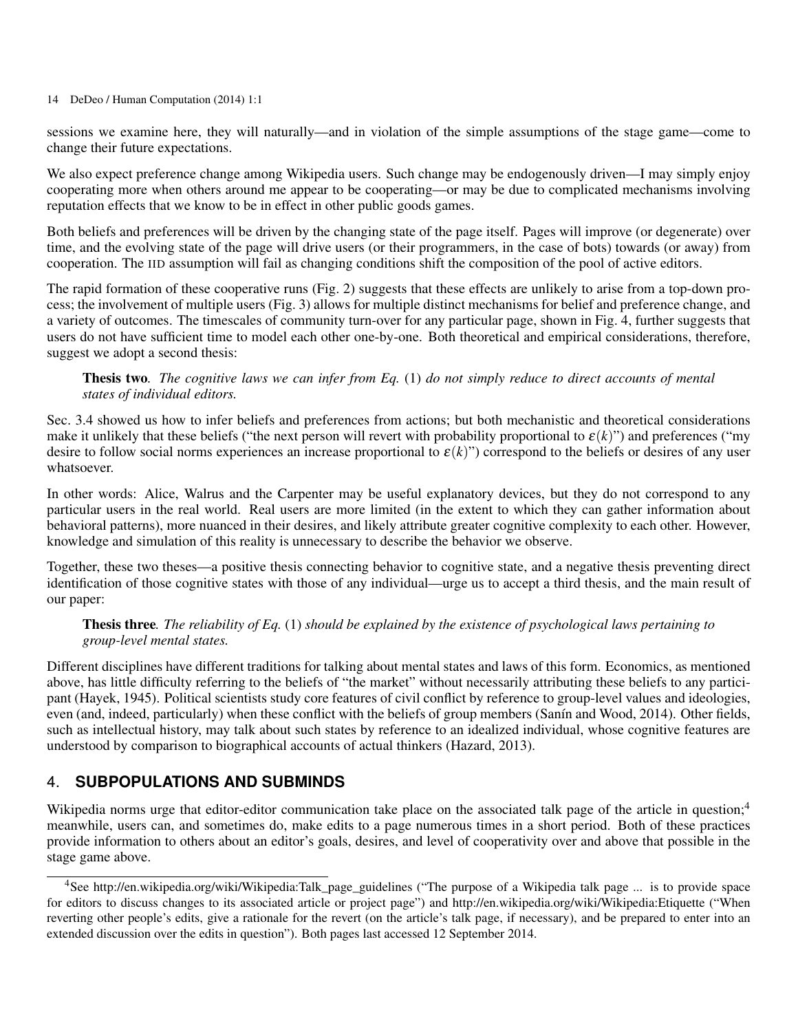sessions we examine here, they will naturally—and in violation of the simple assumptions of the stage game—come to change their future expectations.

We also expect preference change among Wikipedia users. Such change may be endogenously driven—I may simply enjoy cooperating more when others around me appear to be cooperating—or may be due to complicated mechanisms involving reputation effects that we know to be in effect in other public goods games.

Both beliefs and preferences will be driven by the changing state of the page itself. Pages will improve (or degenerate) over time, and the evolving state of the page will drive users (or their programmers, in the case of bots) towards (or away) from cooperation. The IID assumption will fail as changing conditions shift the composition of the pool of active editors.

The rapid formation of these cooperative runs (Fig. 2) suggests that these effects are unlikely to arise from a top-down process; the involvement of multiple users (Fig. 3) allows for multiple distinct mechanisms for belief and preference change, and a variety of outcomes. The timescales of community turn-over for any particular page, shown in Fig. 4, further suggests that users do not have sufficient time to model each other one-by-one. Both theoretical and empirical considerations, therefore, suggest we adopt a second thesis:

> **Thesis two***. The cognitive laws we can infer from Eq.* (1) *do not simply reduce to direct accounts of mental states of individual editors.*

Sec. 3.4 showed us how to infer beliefs and preferences from actions; but both mechanistic and theoretical considerations make it unlikely that these beliefs ("the next person will revert with probability proportional to $\varepsilon(k)$") and preferences ("my desire to follow social norms experiences an increase proportional to $\varepsilon(k)$") correspond to the beliefs or desires of any user whatsoever.

In other words: Alice, Walrus and the Carpenter may be useful explanatory devices, but they do not correspond to any particular users in the real world. Real users are more limited (in the extent to which they can gather information about behavioral patterns), more nuanced in their desires, and likely attribute greater cognitive complexity to each other. However, knowledge and simulation of this reality is unnecessary to describe the behavior we observe.

Together, these two theses—a positive thesis connecting behavior to cognitive state, and a negative thesis preventing direct identification of those cognitive states with those of any individual—urge us to accept a third thesis, and the main result of our paper:

> **Thesis three***. The reliability of Eq.* (1) *should be explained by the existence of psychological laws pertaining to group-level mental states.*

Different disciplines have different traditions for talking about mental states and laws of this form. Economics, as mentioned above, has little difficulty referring to the beliefs of "the market" without necessarily attributing these beliefs to any participant (Hayek, 1945). Political scientists study core features of civil conflict by reference to group-level values and ideologies, even (and, indeed, particularly) when these conflict with the beliefs of group members (Sanín and Wood, 2014). Other fields, such as intellectual history, may talk about such states by reference to an idealized individual, whose cognitive features are understood by comparison to biographical accounts of actual thinkers (Hazard, 2013).

## 4. SUBPOPULATIONS AND SUBMINDS

Wikipedia norms urge that editor-editor communication take place on the associated talk page of the article in question;[4] meanwhile, users can, and sometimes do, make edits to a page numerous times in a short period. Both of these practices provide information to others about an editor's goals, desires, and level of cooperativity over and above that possible in the stage game above.

---

[4] See http://en.wikipedia.org/wiki/Wikipedia:Talk_page_guidelines ("The purpose of a Wikipedia talk page ... is to provide space for editors to discuss changes to its associated article or project page") and http://en.wikipedia.org/wiki/Wikipedia:Etiquette ("When reverting other people's edits, give a rationale for the revert (on the article's talk page, if necessary), and be prepared to enter into an extended discussion over the edits in question"). Both pages last accessed 12 September 2014.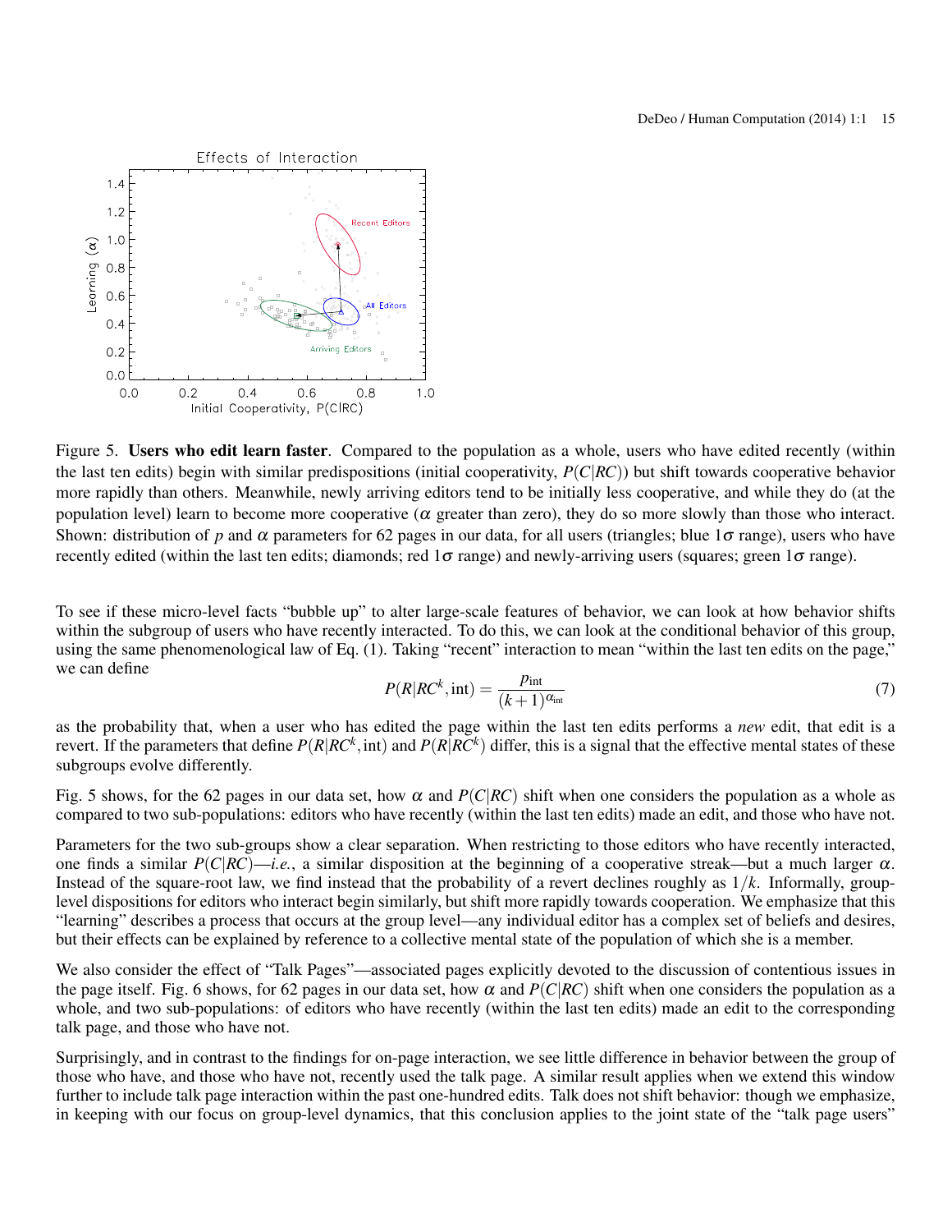Figure 5. **Users who edit learn faster**. Compared to the population as a whole, users who have edited recently (within the last ten edits) begin with similar predispositions (initial cooperativity, $P(C|RC)$) but shift towards cooperative behavior more rapidly than others. Meanwhile, newly arriving editors tend to be initially less cooperative, and while they do (at the population level) learn to become more cooperative ($\alpha$ greater than zero), they do so more slowly than those who interact. Shown: distribution of $p$ and $\alpha$ parameters for 62 pages in our data, for all users (triangles; blue $1\sigma$ range), users who have recently edited (within the last ten edits; diamonds; red $1\sigma$ range) and newly-arriving users (squares; green $1\sigma$ range).

To see if these micro-level facts "bubble up" to alter large-scale features of behavior, we can look at how behavior shifts within the subgroup of users who have recently interacted. To do this, we can look at the conditional behavior of this group, using the same phenomenological law of Eq. (1). Taking "recent" interaction to mean "within the last ten edits on the page," we can define

$$P(R|RC^k, \text{int}) = \frac{p_{\text{int}}}{(k+1)^{\alpha_{\text{int}}}} \tag{7}$$

as the probability that, when a user who has edited the page within the last ten edits performs a *new* edit, that edit is a revert. If the parameters that define $P(R|RC^k, \text{int})$ and $P(R|RC^k)$ differ, this is a signal that the effective mental states of these subgroups evolve differently.

Fig. 5 shows, for the 62 pages in our data set, how $\alpha$ and $P(C|RC)$ shift when one considers the population as a whole as compared to two sub-populations: editors who have recently (within the last ten edits) made an edit, and those who have not.

Parameters for the two sub-groups show a clear separation. When restricting to those editors who have recently interacted, one finds a similar $P(C|RC)$—*i.e.*, a similar disposition at the beginning of a cooperative streak—but a much larger $\alpha$. Instead of the square-root law, we find instead that the probability of a revert declines roughly as $1/k$. Informally, group-level dispositions for editors who interact begin similarly, but shift more rapidly towards cooperation. We emphasize that this "learning" describes a process that occurs at the group level—any individual editor has a complex set of beliefs and desires, but their effects can be explained by reference to a collective mental state of the population of which she is a member.

We also consider the effect of "Talk Pages"—associated pages explicitly devoted to the discussion of contentious issues in the page itself. Fig. 6 shows, for 62 pages in our data set, how $\alpha$ and $P(C|RC)$ shift when one considers the population as a whole, and two sub-populations: of editors who have recently (within the last ten edits) made an edit to the corresponding talk page, and those who have not.

Surprisingly, and in contrast to the findings for on-page interaction, we see little difference in behavior between the group of those who have, and those who have not, recently used the talk page. A similar result applies when we extend this window further to include talk page interaction within the past one-hundred edits. Talk does not shift behavior: though we emphasize, in keeping with our focus on group-level dynamics, that this conclusion applies to the joint state of the "talk page users"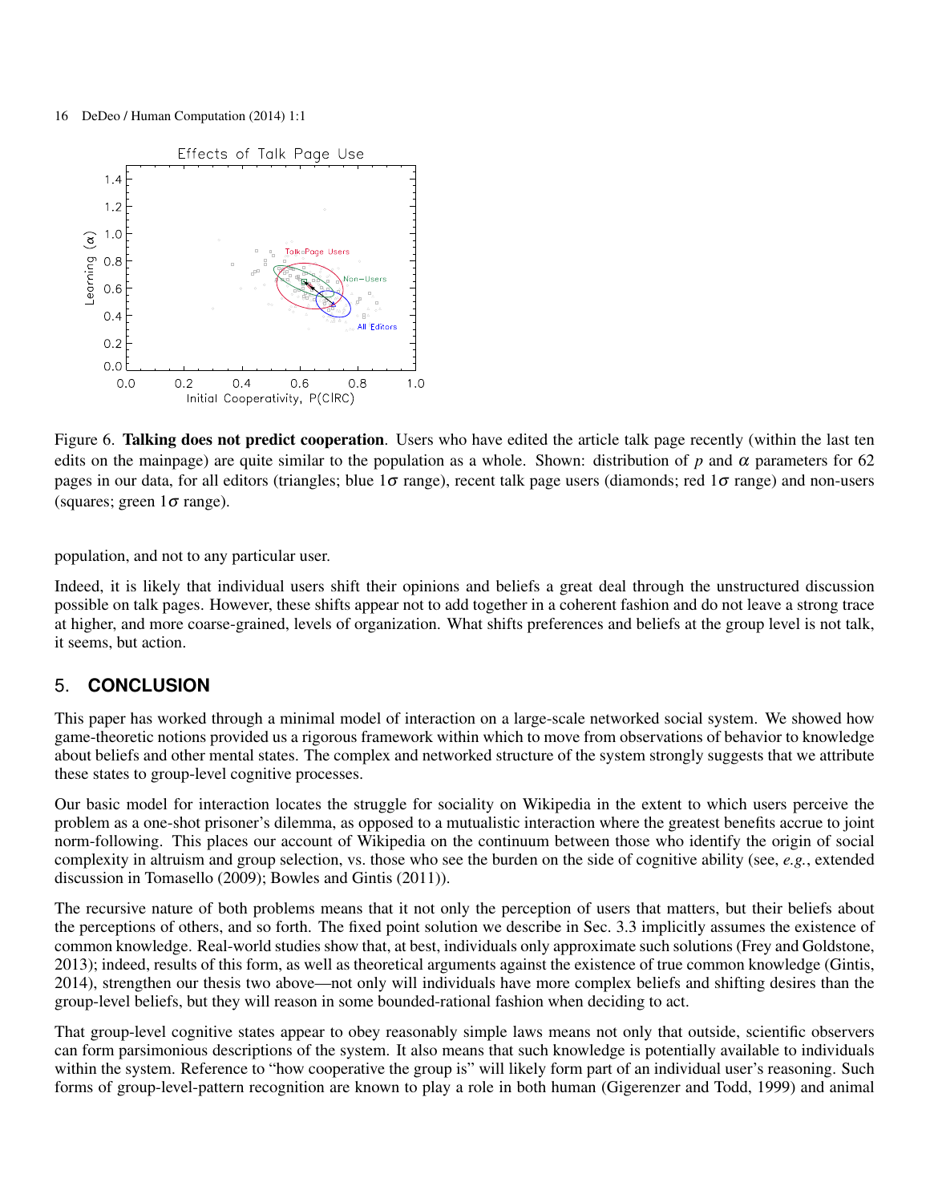Effects of Talk Page Use

Learning (α)

1.4
1.2
1.0
0.8
0.6
0.4
0.2
0.0

0.0 0.2 0.4 0.6 0.8 1.0

Initial Cooperativity, P(C|RC)

Talk Page Users

Non−Users

All Editors

Figure 6. **Talking does not predict cooperation**. Users who have edited the article talk page recently (within the last ten edits on the mainpage) are quite similar to the population as a whole. Shown: distribution of $p$ and $\alpha$ parameters for 62 pages in our data, for all editors (triangles; blue $1\sigma$ range), recent talk page users (diamonds; red $1\sigma$ range) and non-users (squares; green $1\sigma$ range).

population, and not to any particular user.

Indeed, it is likely that individual users shift their opinions and beliefs a great deal through the unstructured discussion possible on talk pages. However, these shifts appear not to add together in a coherent fashion and do not leave a strong trace at higher, and more coarse-grained, levels of organization. What shifts preferences and beliefs at the group level is not talk, it seems, but action.

## 5. CONCLUSION

This paper has worked through a minimal model of interaction on a large-scale networked social system. We showed how game-theoretic notions provided us a rigorous framework within which to move from observations of behavior to knowledge about beliefs and other mental states. The complex and networked structure of the system strongly suggests that we attribute these states to group-level cognitive processes.

Our basic model for interaction locates the struggle for sociality on Wikipedia in the extent to which users perceive the problem as a one-shot prisoner's dilemma, as opposed to a mutualistic interaction where the greatest benefits accrue to joint norm-following. This places our account of Wikipedia on the continuum between those who identify the origin of social complexity in altruism and group selection, vs. those who see the burden on the side of cognitive ability (see, *e.g.*, extended discussion in Tomasello (2009); Bowles and Gintis (2011)).

The recursive nature of both problems means that it not only the perception of users that matters, but their beliefs about the perceptions of others, and so forth. The fixed point solution we describe in Sec. 3.3 implicitly assumes the existence of common knowledge. Real-world studies show that, at best, individuals only approximate such solutions (Frey and Goldstone, 2013); indeed, results of this form, as well as theoretical arguments against the existence of true common knowledge (Gintis, 2014), strengthen our thesis two above—not only will individuals have more complex beliefs and shifting desires than the group-level beliefs, but they will reason in some bounded-rational fashion when deciding to act.

That group-level cognitive states appear to obey reasonably simple laws means not only that outside, scientific observers can form parsimonious descriptions of the system. It also means that such knowledge is potentially available to individuals within the system. Reference to "how cooperative the group is" will likely form part of an individual user's reasoning. Such forms of group-level-pattern recognition are known to play a role in both human (Gigerenzer and Todd, 1999) and animal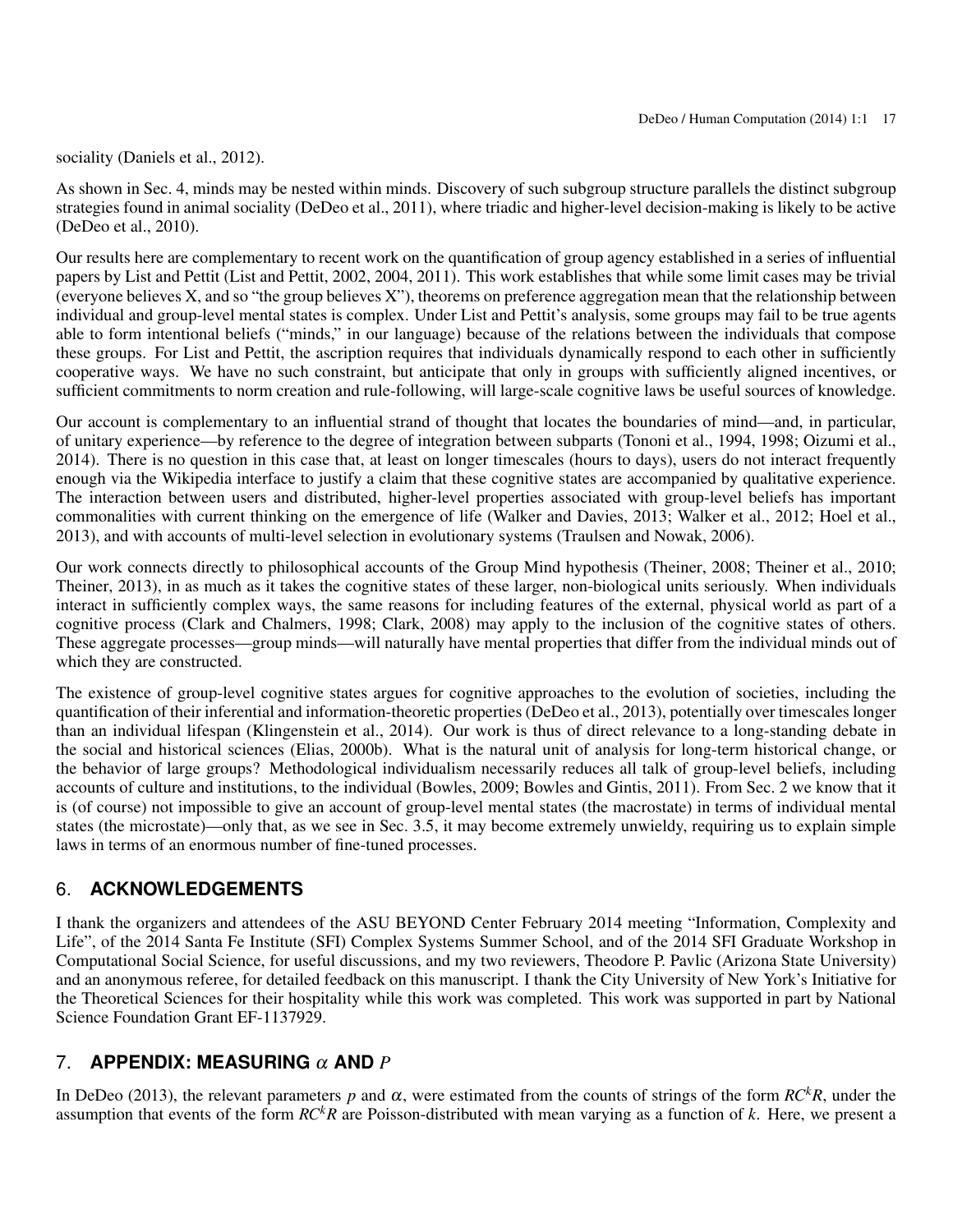sociality (Daniels et al., 2012).

As shown in Sec. 4, minds may be nested within minds. Discovery of such subgroup structure parallels the distinct subgroup strategies found in animal sociality (DeDeo et al., 2011), where triadic and higher-level decision-making is likely to be active (DeDeo et al., 2010).

Our results here are complementary to recent work on the quantification of group agency established in a series of influential papers by List and Pettit (List and Pettit, 2002, 2004, 2011). This work establishes that while some limit cases may be trivial (everyone believes X, and so "the group believes X"), theorems on preference aggregation mean that the relationship between individual and group-level mental states is complex. Under List and Pettit's analysis, some groups may fail to be true agents able to form intentional beliefs ("minds," in our language) because of the relations between the individuals that compose these groups. For List and Pettit, the ascription requires that individuals dynamically respond to each other in sufficiently cooperative ways. We have no such constraint, but anticipate that only in groups with sufficiently aligned incentives, or sufficient commitments to norm creation and rule-following, will large-scale cognitive laws be useful sources of knowledge.

Our account is complementary to an influential strand of thought that locates the boundaries of mind—and, in particular, of unitary experience—by reference to the degree of integration between subparts (Tononi et al., 1994, 1998; Oizumi et al., 2014). There is no question in this case that, at least on longer timescales (hours to days), users do not interact frequently enough via the Wikipedia interface to justify a claim that these cognitive states are accompanied by qualitative experience. The interaction between users and distributed, higher-level properties associated with group-level beliefs has important commonalities with current thinking on the emergence of life (Walker and Davies, 2013; Walker et al., 2012; Hoel et al., 2013), and with accounts of multi-level selection in evolutionary systems (Traulsen and Nowak, 2006).

Our work connects directly to philosophical accounts of the Group Mind hypothesis (Theiner, 2008; Theiner et al., 2010; Theiner, 2013), in as much as it takes the cognitive states of these larger, non-biological units seriously. When individuals interact in sufficiently complex ways, the same reasons for including features of the external, physical world as part of a cognitive process (Clark and Chalmers, 1998; Clark, 2008) may apply to the inclusion of the cognitive states of others. These aggregate processes—group minds—will naturally have mental properties that differ from the individual minds out of which they are constructed.

The existence of group-level cognitive states argues for cognitive approaches to the evolution of societies, including the quantification of their inferential and information-theoretic properties (DeDeo et al., 2013), potentially over timescales longer than an individual lifespan (Klingenstein et al., 2014). Our work is thus of direct relevance to a long-standing debate in the social and historical sciences (Elias, 2000b). What is the natural unit of analysis for long-term historical change, or the behavior of large groups? Methodological individualism necessarily reduces all talk of group-level beliefs, including accounts of culture and institutions, to the individual (Bowles, 2009; Bowles and Gintis, 2011). From Sec. 2 we know that it is (of course) not impossible to give an account of group-level mental states (the macrostate) in terms of individual mental states (the microstate)—only that, as we see in Sec. 3.5, it may become extremely unwieldy, requiring us to explain simple laws in terms of an enormous number of fine-tuned processes.

## 6. ACKNOWLEDGEMENTS

I thank the organizers and attendees of the ASU BEYOND Center February 2014 meeting "Information, Complexity and Life", of the 2014 Santa Fe Institute (SFI) Complex Systems Summer School, and of the 2014 SFI Graduate Workshop in Computational Social Science, for useful discussions, and my two reviewers, Theodore P. Pavlic (Arizona State University) and an anonymous referee, for detailed feedback on this manuscript. I thank the City University of New York's Initiative for the Theoretical Sciences for their hospitality while this work was completed. This work was supported in part by National Science Foundation Grant EF-1137929.

## 7. APPENDIX: MEASURING $\alpha$ AND $P$

In DeDeo (2013), the relevant parameters $p$ and $\alpha$, were estimated from the counts of strings of the form $RC^kR$, under the assumption that events of the form $RC^kR$ are Poisson-distributed with mean varying as a function of $k$. Here, we present a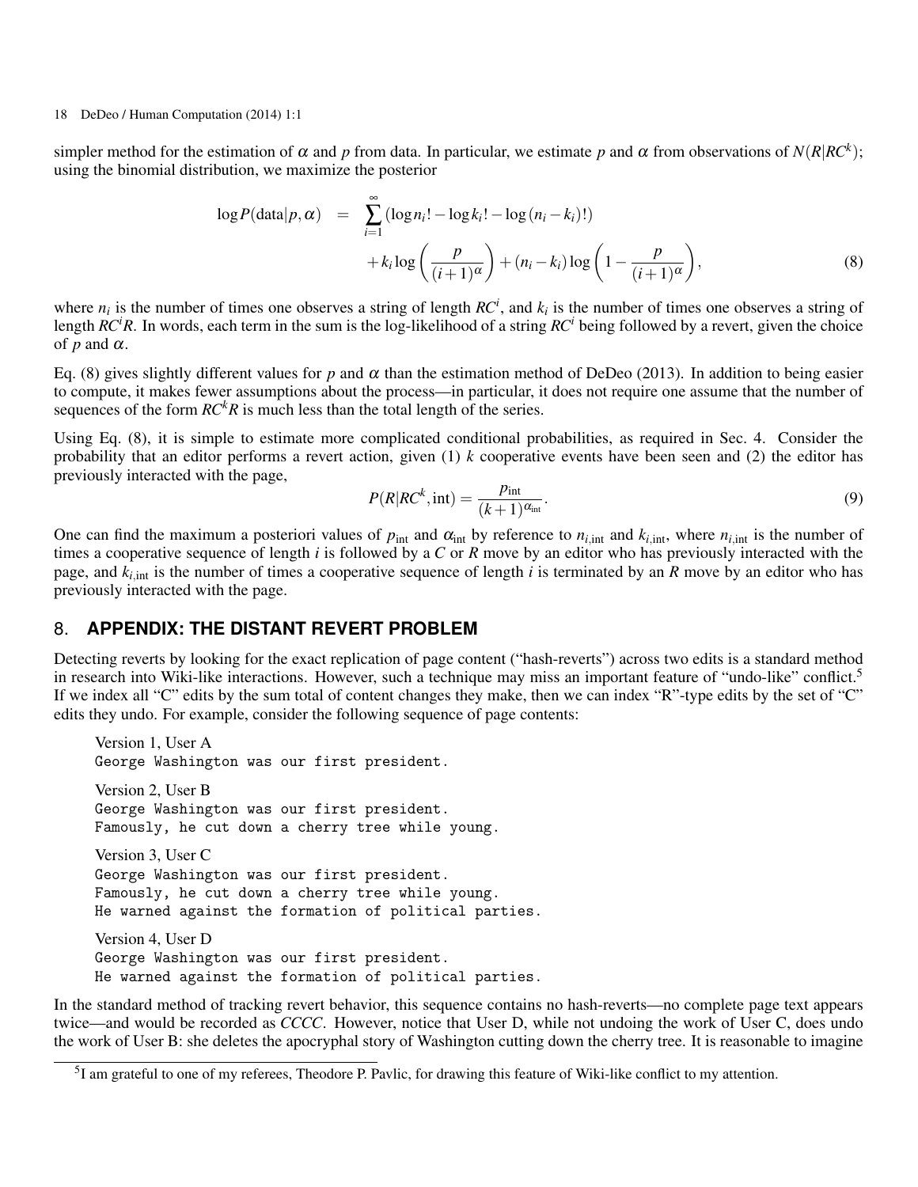simpler method for the estimation of $\alpha$ and $p$ from data. In particular, we estimate $p$ and $\alpha$ from observations of $N(R|RC^k)$; using the binomial distribution, we maximize the posterior

$$
\begin{aligned}
\log P(\text{data}|p,\alpha) &= \sum_{i=1}^{\infty} \left(\log n_i! - \log k_i! - \log(n_i - k_i)!\right) \\
&\quad + k_i \log\left(\frac{p}{(i+1)^{\alpha}}\right) + (n_i - k_i)\log\left(1 - \frac{p}{(i+1)^{\alpha}}\right),
\end{aligned}
\tag{8}
$$

where $n_i$ is the number of times one observes a string of length $RC^i$, and $k_i$ is the number of times one observes a string of length $RC^iR$. In words, each term in the sum is the log-likelihood of a string $RC^i$ being followed by a revert, given the choice of $p$ and $\alpha$.

Eq. (8) gives slightly different values for $p$ and $\alpha$ than the estimation method of DeDeo (2013). In addition to being easier to compute, it makes fewer assumptions about the process—in particular, it does not require one assume that the number of sequences of the form $RC^kR$ is much less than the total length of the series.

Using Eq. (8), it is simple to estimate more complicated conditional probabilities, as required in Sec. 4. Consider the probability that an editor performs a revert action, given (1) $k$ cooperative events have been seen and (2) the editor has previously interacted with the page,

$$
P(R|RC^k, \text{int}) = \frac{p_{\text{int}}}{(k+1)^{\alpha_{\text{int}}}}. \tag{9}
$$

One can find the maximum a posteriori values of $p_{\text{int}}$ and $\alpha_{\text{int}}$ by reference to $n_{i,\text{int}}$ and $k_{i,\text{int}}$, where $n_{i,\text{int}}$ is the number of times a cooperative sequence of length $i$ is followed by a $C$ or $R$ move by an editor who has previously interacted with the page, and $k_{i,\text{int}}$ is the number of times a cooperative sequence of length $i$ is terminated by an $R$ move by an editor who has previously interacted with the page.

## 8. APPENDIX: THE DISTANT REVERT PROBLEM

Detecting reverts by looking for the exact replication of page content ("hash-reverts") across two edits is a standard method in research into Wiki-like interactions. However, such a technique may miss an important feature of "undo-like" conflict.[5] If we index all "C" edits by the sum total of content changes they make, then we can index "R"-type edits by the set of "C" edits they undo. For example, consider the following sequence of page contents:

Version 1, User A
```
George Washington was our first president.
```

Version 2, User B
```
George Washington was our first president.
Famously, he cut down a cherry tree while young.
```

Version 3, User C
```
George Washington was our first president.
Famously, he cut down a cherry tree while young.
He warned against the formation of political parties.
```

Version 4, User D
```
George Washington was our first president.
He warned against the formation of political parties.
```

In the standard method of tracking revert behavior, this sequence contains no hash-reverts—no complete page text appears twice—and would be recorded as *CCCC*. However, notice that User D, while not undoing the work of User C, does undo the work of User B: she deletes the apocryphal story of Washington cutting down the cherry tree. It is reasonable to imagine

[5] I am grateful to one of my referees, Theodore P. Pavlic, for drawing this feature of Wiki-like conflict to my attention.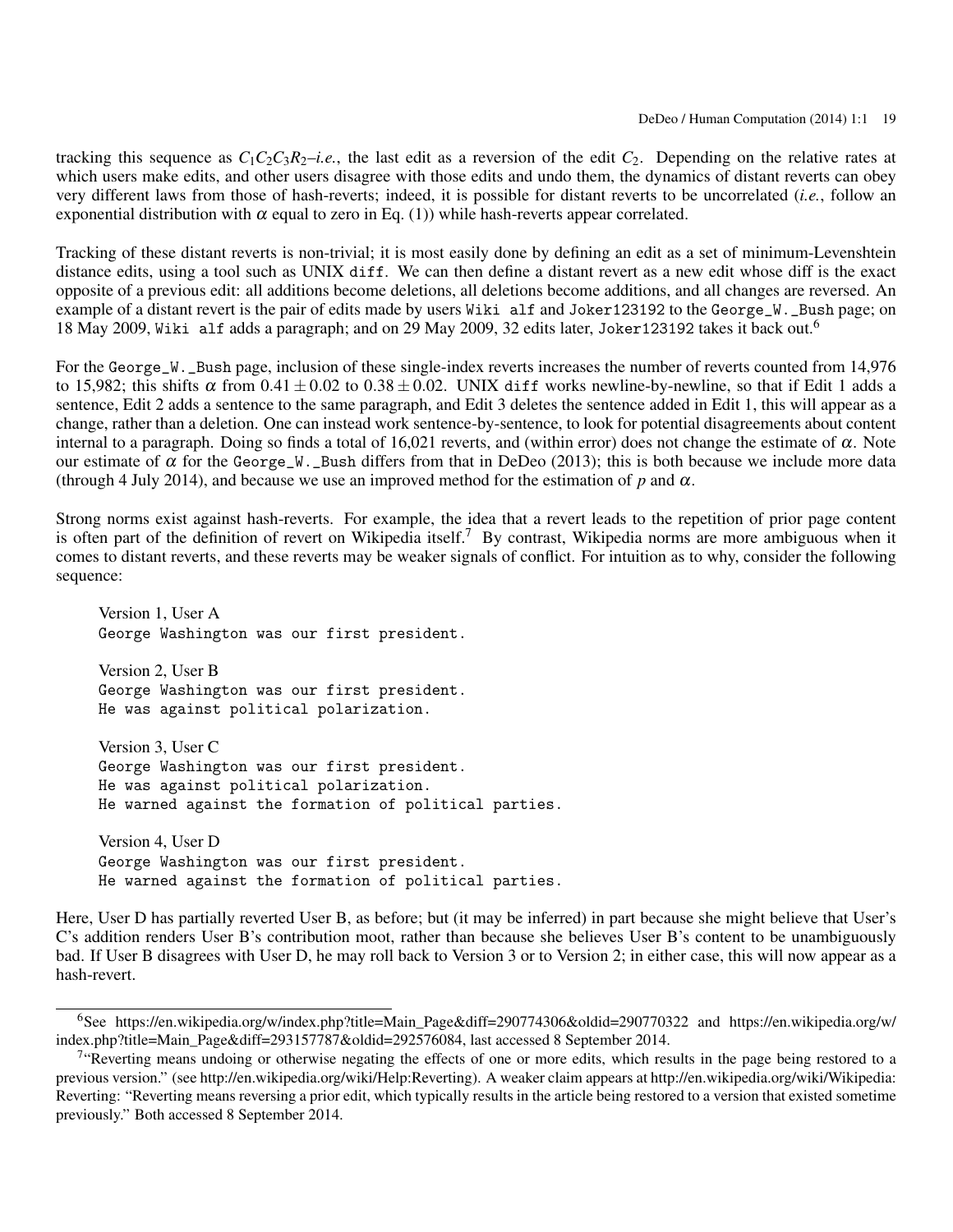tracking this sequence as $C_1C_2C_3R_2$–*i.e.*, the last edit as a reversion of the edit $C_2$. Depending on the relative rates at which users make edits, and other users disagree with those edits and undo them, the dynamics of distant reverts can obey very different laws from those of hash-reverts; indeed, it is possible for distant reverts to be uncorrelated (*i.e.*, follow an exponential distribution with $\alpha$ equal to zero in Eq. (1)) while hash-reverts appear correlated.

Tracking of these distant reverts is non-trivial; it is most easily done by defining an edit as a set of minimum-Levenshtein distance edits, using a tool such as UNIX `diff`. We can then define a distant revert as a new edit whose diff is the exact opposite of a previous edit: all additions become deletions, all deletions become additions, and all changes are reversed. An example of a distant revert is the pair of edits made by users `Wiki alf` and `Joker123192` to the `George_W._Bush` page; on 18 May 2009, `Wiki alf` adds a paragraph; and on 29 May 2009, 32 edits later, `Joker123192` takes it back out.[6]

For the `George_W._Bush` page, inclusion of these single-index reverts increases the number of reverts counted from 14,976 to 15,982; this shifts $\alpha$ from $0.41 \pm 0.02$ to $0.38 \pm 0.02$. UNIX `diff` works newline-by-newline, so that if Edit 1 adds a sentence, Edit 2 adds a sentence to the same paragraph, and Edit 3 deletes the sentence added in Edit 1, this will appear as a change, rather than a deletion. One can instead work sentence-by-sentence, to look for potential disagreements about content internal to a paragraph. Doing so finds a total of 16,021 reverts, and (within error) does not change the estimate of $\alpha$. Note our estimate of $\alpha$ for the `George_W._Bush` differs from that in DeDeo (2013); this is both because we include more data (through 4 July 2014), and because we use an improved method for the estimation of $p$ and $\alpha$.

Strong norms exist against hash-reverts. For example, the idea that a revert leads to the repetition of prior page content is often part of the definition of revert on Wikipedia itself.[7] By contrast, Wikipedia norms are more ambiguous when it comes to distant reverts, and these reverts may be weaker signals of conflict. For intuition as to why, consider the following sequence:

Version 1, User A
```
George Washington was our first president.
```

Version 2, User B
```
George Washington was our first president.
He was against political polarization.
```

Version 3, User C
```
George Washington was our first president.
He was against political polarization.
He warned against the formation of political parties.
```

Version 4, User D
```
George Washington was our first president.
He warned against the formation of political parties.
```

Here, User D has partially reverted User B, as before; but (it may be inferred) in part because she might believe that User's C's addition renders User B's contribution moot, rather than because she believes User B's content to be unambiguously bad. If User B disagrees with User D, he may roll back to Version 3 or to Version 2; in either case, this will now appear as a hash-revert.

---

[6] See https://en.wikipedia.org/w/index.php?title=Main_Page&diff=290774306&oldid=290770322 and https://en.wikipedia.org/w/index.php?title=Main_Page&diff=293157787&oldid=292576084, last accessed 8 September 2014.

[7] "Reverting means undoing or otherwise negating the effects of one or more edits, which results in the page being restored to a previous version." (see http://en.wikipedia.org/wiki/Help:Reverting). A weaker claim appears at http://en.wikipedia.org/wiki/Wikipedia:Reverting: "Reverting means reversing a prior edit, which typically results in the article being restored to a version that existed sometime previously." Both accessed 8 September 2014.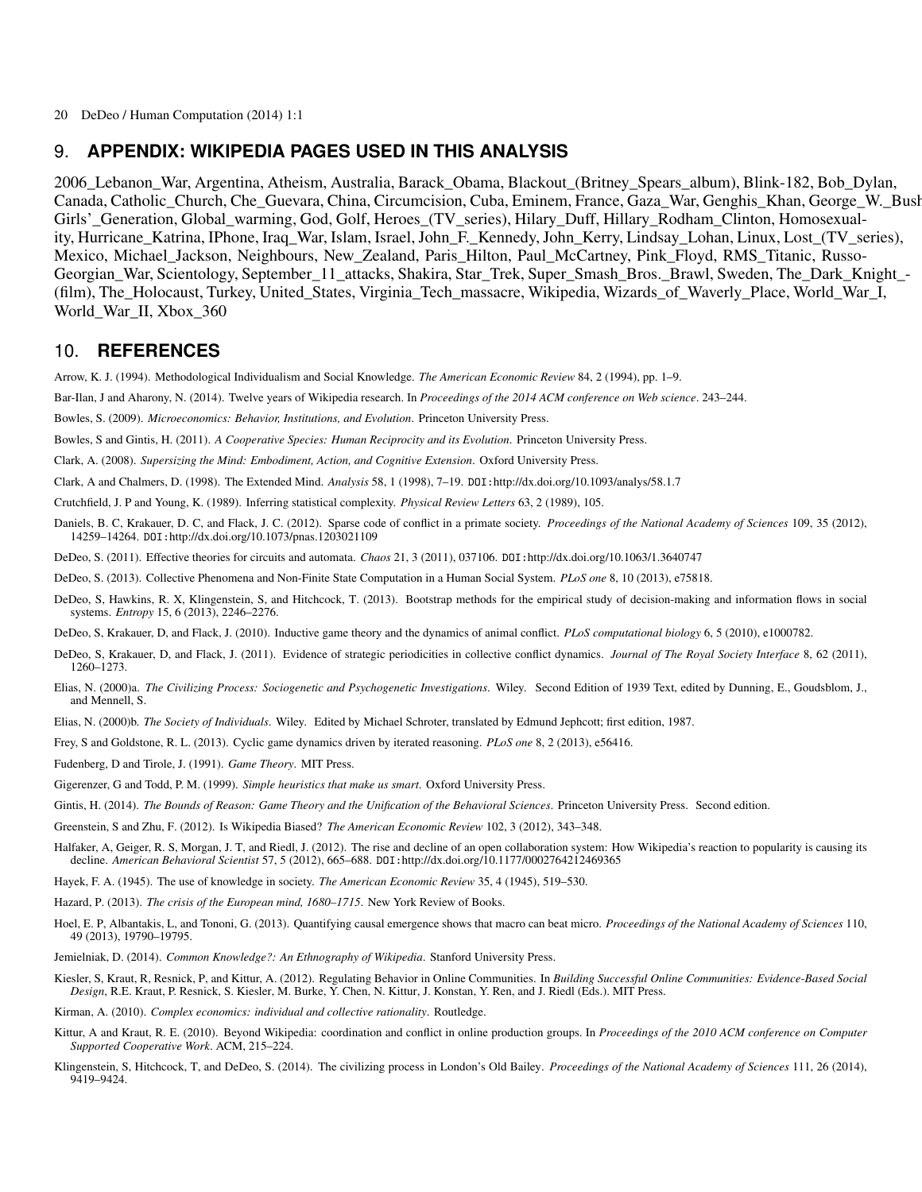## 9. APPENDIX: WIKIPEDIA PAGES USED IN THIS ANALYSIS

2006_Lebanon_War, Argentina, Atheism, Australia, Barack_Obama, Blackout_(Britney_Spears_album), Blink-182, Bob_Dylan, Canada, Catholic_Church, Che_Guevara, China, Circumcision, Cuba, Eminem, France, Gaza_War, Genghis_Khan, George_W._Bush, Girls'_Generation, Global_warming, God, Golf, Heroes_(TV_series), Hilary_Duff, Hillary_Rodham_Clinton, Homosexuality, Hurricane_Katrina, IPhone, Iraq_War, Islam, Israel, John_F._Kennedy, John_Kerry, Lindsay_Lohan, Linux, Lost_(TV_series), Mexico, Michael_Jackson, Neighbours, New_Zealand, Paris_Hilton, Paul_McCartney, Pink_Floyd, RMS_Titanic, Russo-Georgian_War, Scientology, September_11_attacks, Shakira, Star_Trek, Super_Smash_Bros._Brawl, Sweden, The_Dark_Knight_-(film), The_Holocaust, Turkey, United_States, Virginia_Tech_massacre, Wikipedia, Wizards_of_Waverly_Place, World_War_I, World_War_II, Xbox_360

## 10. REFERENCES

Arrow, K. J. (1994). Methodological Individualism and Social Knowledge. *The American Economic Review* 84, 2 (1994), pp. 1–9.

Bar-Ilan, J and Aharony, N. (2014). Twelve years of Wikipedia research. In *Proceedings of the 2014 ACM conference on Web science*. 243–244.

Bowles, S. (2009). *Microeconomics: Behavior, Institutions, and Evolution*. Princeton University Press.

Bowles, S and Gintis, H. (2011). *A Cooperative Species: Human Reciprocity and its Evolution*. Princeton University Press.

Clark, A. (2008). *Supersizing the Mind: Embodiment, Action, and Cognitive Extension*. Oxford University Press.

Clark, A and Chalmers, D. (1998). The Extended Mind. *Analysis* 58, 1 (1998), 7–19. DOI:http://dx.doi.org/10.1093/analys/58.1.7

Crutchfield, J. P and Young, K. (1989). Inferring statistical complexity. *Physical Review Letters* 63, 2 (1989), 105.

Daniels, B. C, Krakauer, D. C, and Flack, J. C. (2012). Sparse code of conflict in a primate society. *Proceedings of the National Academy of Sciences* 109, 35 (2012), 14259–14264. DOI:http://dx.doi.org/10.1073/pnas.1203021109

DeDeo, S. (2011). Effective theories for circuits and automata. *Chaos* 21, 3 (2011), 037106. DOI:http://dx.doi.org/10.1063/1.3640747

DeDeo, S. (2013). Collective Phenomena and Non-Finite State Computation in a Human Social System. *PLoS one* 8, 10 (2013), e75818.

DeDeo, S, Hawkins, R. X, Klingenstein, S, and Hitchcock, T. (2013). Bootstrap methods for the empirical study of decision-making and information flows in social systems. *Entropy* 15, 6 (2013), 2246–2276.

DeDeo, S, Krakauer, D, and Flack, J. (2010). Inductive game theory and the dynamics of animal conflict. *PLoS computational biology* 6, 5 (2010), e1000782.

DeDeo, S, Krakauer, D, and Flack, J. (2011). Evidence of strategic periodicities in collective conflict dynamics. *Journal of The Royal Society Interface* 8, 62 (2011), 1260–1273.

Elias, N. (2000)a. *The Civilizing Process: Sociogenetic and Psychogenetic Investigations*. Wiley. Second Edition of 1939 Text, edited by Dunning, E., Goudsblom, J., and Mennell, S.

Elias, N. (2000)b. *The Society of Individuals*. Wiley. Edited by Michael Schroter, translated by Edmund Jephcott; first edition, 1987.

Frey, S and Goldstone, R. L. (2013). Cyclic game dynamics driven by iterated reasoning. *PLoS one* 8, 2 (2013), e56416.

Fudenberg, D and Tirole, J. (1991). *Game Theory*. MIT Press.

Gigerenzer, G and Todd, P. M. (1999). *Simple heuristics that make us smart*. Oxford University Press.

Gintis, H. (2014). *The Bounds of Reason: Game Theory and the Unification of the Behavioral Sciences*. Princeton University Press. Second edition.

Greenstein, S and Zhu, F. (2012). Is Wikipedia Biased? *The American Economic Review* 102, 3 (2012), 343–348.

Halfaker, A, Geiger, R. S, Morgan, J. T, and Riedl, J. (2012). The rise and decline of an open collaboration system: How Wikipedia's reaction to popularity is causing its decline. *American Behavioral Scientist* 57, 5 (2012), 665–688. DOI:http://dx.doi.org/10.1177/0002764212469365

Hayek, F. A. (1945). The use of knowledge in society. *The American Economic Review* 35, 4 (1945), 519–530.

Hazard, P. (2013). *The crisis of the European mind, 1680–1715*. New York Review of Books.

Hoel, E. P, Albantakis, L, and Tononi, G. (2013). Quantifying causal emergence shows that macro can beat micro. *Proceedings of the National Academy of Sciences* 110, 49 (2013), 19790–19795.

Jemielniak, D. (2014). *Common Knowledge?: An Ethnography of Wikipedia*. Stanford University Press.

Kiesler, S, Kraut, R, Resnick, P, and Kittur, A. (2012). Regulating Behavior in Online Communities. In *Building Successful Online Communities: Evidence-Based Social Design*, R.E. Kraut, P. Resnick, S. Kiesler, M. Burke, Y. Chen, N. Kittur, J. Konstan, Y. Ren, and J. Riedl (Eds.). MIT Press.

Kirman, A. (2010). *Complex economics: individual and collective rationality*. Routledge.

Kittur, A and Kraut, R. E. (2010). Beyond Wikipedia: coordination and conflict in online production groups. In *Proceedings of the 2010 ACM conference on Computer Supported Cooperative Work*. ACM, 215–224.

Klingenstein, S, Hitchcock, T, and DeDeo, S. (2014). The civilizing process in London's Old Bailey. *Proceedings of the National Academy of Sciences* 111, 26 (2014), 9419–9424.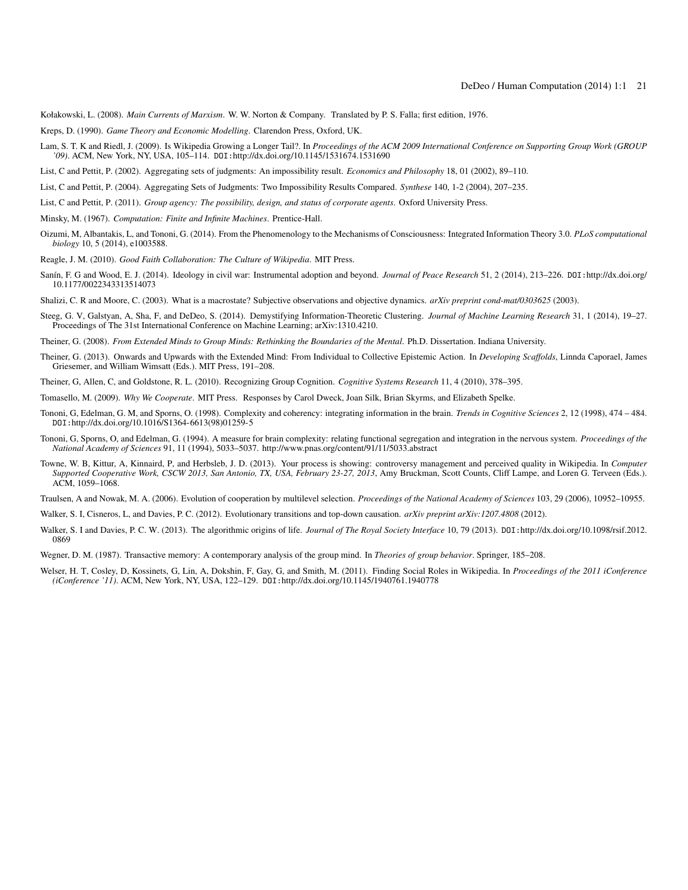Kołakowski, L. (2008). *Main Currents of Marxism*. W. W. Norton & Company. Translated by P. S. Falla; first edition, 1976.

Kreps, D. (1990). *Game Theory and Economic Modelling*. Clarendon Press, Oxford, UK.

Lam, S. T. K and Riedl, J. (2009). Is Wikipedia Growing a Longer Tail?. In *Proceedings of the ACM 2009 International Conference on Supporting Group Work (GROUP '09)*. ACM, New York, NY, USA, 105–114. DOI:http://dx.doi.org/10.1145/1531674.1531690

List, C and Pettit, P. (2002). Aggregating sets of judgments: An impossibility result. *Economics and Philosophy* 18, 01 (2002), 89–110.

List, C and Pettit, P. (2004). Aggregating Sets of Judgments: Two Impossibility Results Compared. *Synthese* 140, 1-2 (2004), 207–235.

List, C and Pettit, P. (2011). *Group agency: The possibility, design, and status of corporate agents*. Oxford University Press.

Minsky, M. (1967). *Computation: Finite and Infinite Machines*. Prentice-Hall.

Oizumi, M, Albantakis, L, and Tononi, G. (2014). From the Phenomenology to the Mechanisms of Consciousness: Integrated Information Theory 3.0. *PLoS computational biology* 10, 5 (2014), e1003588.

Reagle, J. M. (2010). *Good Faith Collaboration: The Culture of Wikipedia*. MIT Press.

Sanín, F. G and Wood, E. J. (2014). Ideology in civil war: Instrumental adoption and beyond. *Journal of Peace Research* 51, 2 (2014), 213–226. DOI:http://dx.doi.org/10.1177/0022343313514073

Shalizi, C. R and Moore, C. (2003). What is a macrostate? Subjective observations and objective dynamics. *arXiv preprint cond-mat/0303625* (2003).

Steeg, G. V, Galstyan, A, Sha, F, and DeDeo, S. (2014). Demystifying Information-Theoretic Clustering. *Journal of Machine Learning Research* 31, 1 (2014), 19–27. Proceedings of The 31st International Conference on Machine Learning; arXiv:1310.4210.

Theiner, G. (2008). *From Extended Minds to Group Minds: Rethinking the Boundaries of the Mental*. Ph.D. Dissertation. Indiana University.

Theiner, G. (2013). Onwards and Upwards with the Extended Mind: From Individual to Collective Epistemic Action. In *Developing Scaffolds*, Linnda Caporael, James Griesemer, and William Wimsatt (Eds.). MIT Press, 191–208.

Theiner, G, Allen, C, and Goldstone, R. L. (2010). Recognizing Group Cognition. *Cognitive Systems Research* 11, 4 (2010), 378–395.

Tomasello, M. (2009). *Why We Cooperate*. MIT Press. Responses by Carol Dweck, Joan Silk, Brian Skyrms, and Elizabeth Spelke.

Tononi, G, Edelman, G. M, and Sporns, O. (1998). Complexity and coherency: integrating information in the brain. *Trends in Cognitive Sciences* 2, 12 (1998), 474 – 484. DOI:http://dx.doi.org/10.1016/S1364-6613(98)01259-5

Tononi, G, Sporns, O, and Edelman, G. (1994). A measure for brain complexity: relating functional segregation and integration in the nervous system. *Proceedings of the National Academy of Sciences* 91, 11 (1994), 5033–5037. http://www.pnas.org/content/91/11/5033.abstract

Towne, W. B, Kittur, A, Kinnaird, P, and Herbsleb, J. D. (2013). Your process is showing: controversy management and perceived quality in Wikipedia. In *Computer Supported Cooperative Work, CSCW 2013, San Antonio, TX, USA, February 23-27, 2013*, Amy Bruckman, Scott Counts, Cliff Lampe, and Loren G. Terveen (Eds.). ACM, 1059–1068.

Traulsen, A and Nowak, M. A. (2006). Evolution of cooperation by multilevel selection. *Proceedings of the National Academy of Sciences* 103, 29 (2006), 10952–10955.

Walker, S. I, Cisneros, L, and Davies, P. C. (2012). Evolutionary transitions and top-down causation. *arXiv preprint arXiv:1207.4808* (2012).

Walker, S. I and Davies, P. C. W. (2013). The algorithmic origins of life. *Journal of The Royal Society Interface* 10, 79 (2013). DOI:http://dx.doi.org/10.1098/rsif.2012.0869

Wegner, D. M. (1987). Transactive memory: A contemporary analysis of the group mind. In *Theories of group behavior*. Springer, 185–208.

Welser, H. T, Cosley, D, Kossinets, G, Lin, A, Dokshin, F, Gay, G, and Smith, M. (2011). Finding Social Roles in Wikipedia. In *Proceedings of the 2011 iConference (iConference '11)*. ACM, New York, NY, USA, 122–129. DOI:http://dx.doi.org/10.1145/1940761.1940778